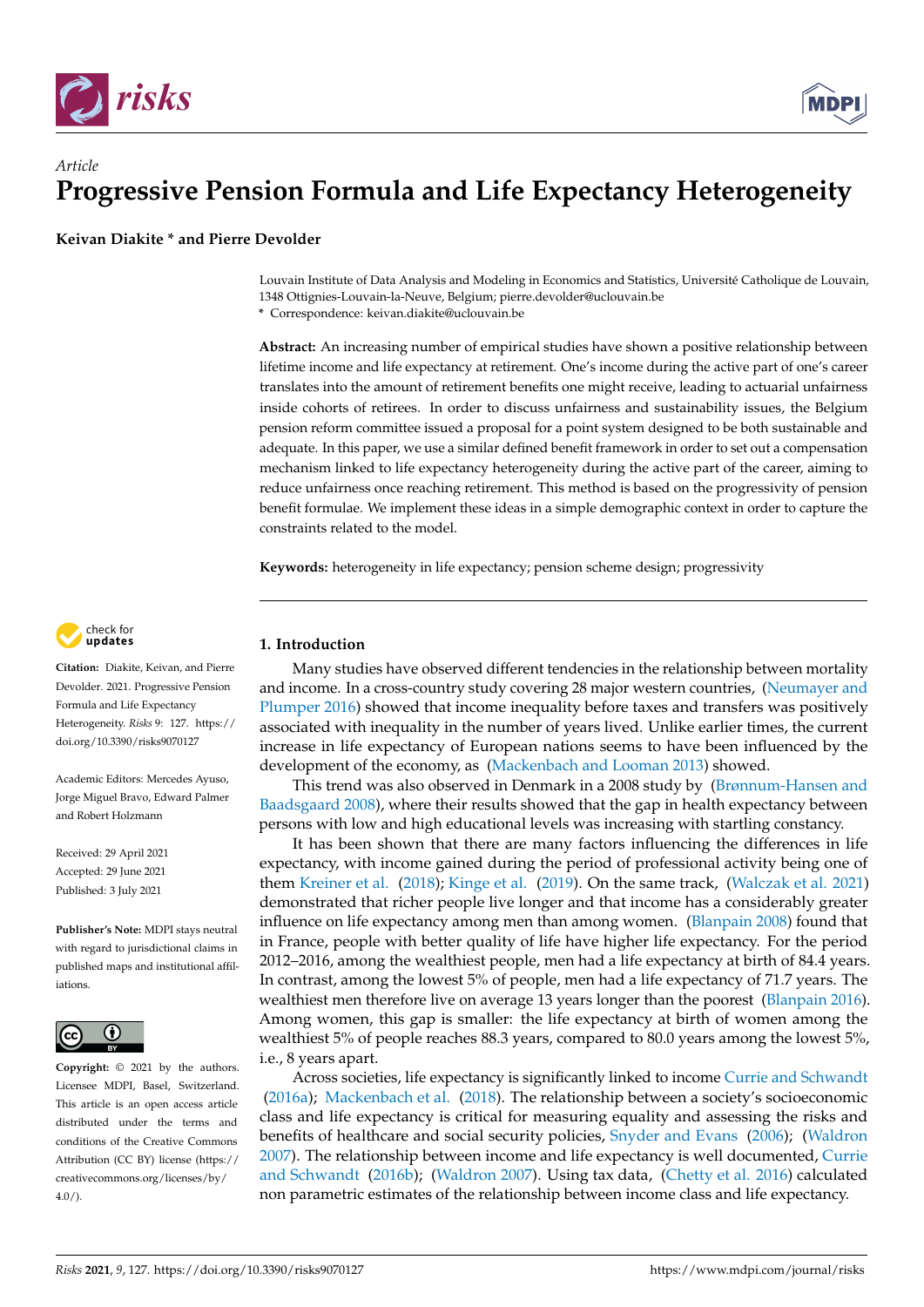*Article*

# Progressive Pension Formula and Life Expectancy Heterogeneity

**Keivan Diakite \* and Pierre Devolder**

Louvain Institute of Data Analysis and Modeling in Economics and Statistics, Université Catholique de Louvain, 1348 Ottignies-Louvain-la-Neuve, Belgium; pierre.devolder@uclouvain.be

\* Correspondence: keivan.diakite@uclouvain.be

**Abstract:** An increasing number of empirical studies have shown a positive relationship between lifetime income and life expectancy at retirement. One's income during the active part of one's career translates into the amount of retirement benefits one might receive, leading to actuarial unfairness inside cohorts of retirees. In order to discuss unfairness and sustainability issues, the Belgium pension reform committee issued a proposal for a point system designed to be both sustainable and adequate. In this paper, we use a similar defined benefit framework in order to set out a compensation mechanism linked to life expectancy heterogeneity during the active part of the career, aiming to reduce unfairness once reaching retirement. This method is based on the progressivity of pension benefit formulae. We implement these ideas in a simple demographic context in order to capture the constraints related to the model.

**Keywords:** heterogeneity in life expectancy; pension scheme design; progressivity

**Citation:** Diakite, Keivan, and Pierre Devolder. 2021. Progressive Pension Formula and Life Expectancy Heterogeneity. *Risks* 9: 127. https://doi.org/10.3390/risks9070127

Academic Editors: Mercedes Ayuso, Jorge Miguel Bravo, Edward Palmer and Robert Holzmann

Received: 29 April 2021
Accepted: 29 June 2021
Published: 3 July 2021

**Publisher's Note:** MDPI stays neutral with regard to jurisdictional claims in published maps and institutional affiliations.

**Copyright:** © 2021 by the authors. Licensee MDPI, Basel, Switzerland. This article is an open access article distributed under the terms and conditions of the Creative Commons Attribution (CC BY) license (https://creativecommons.org/licenses/by/4.0/).

## 1. Introduction

Many studies have observed different tendencies in the relationship between mortality and income. In a cross-country study covering 28 major western countries, (Neumayer and Plumper 2016) showed that income inequality before taxes and transfers was positively associated with inequality in the number of years lived. Unlike earlier times, the current increase in life expectancy of European nations seems to have been influenced by the development of the economy, as (Mackenbach and Looman 2013) showed.

This trend was also observed in Denmark in a 2008 study by (Brønnum-Hansen and Baadsgaard 2008), where their results showed that the gap in health expectancy between persons with low and high educational levels was increasing with startling constancy.

It has been shown that there are many factors influencing the differences in life expectancy, with income gained during the period of professional activity being one of them Kreiner et al. (2018); Kinge et al. (2019). On the same track, (Walczak et al. 2021) demonstrated that richer people live longer and that income has a considerably greater influence on life expectancy among men than among women. (Blanpain 2008) found that in France, people with better quality of life have higher life expectancy. For the period 2012–2016, among the wealthiest people, men had a life expectancy at birth of 84.4 years. In contrast, among the lowest 5% of people, men had a life expectancy of 71.7 years. The wealthiest men therefore live on average 13 years longer than the poorest (Blanpain 2016). Among women, this gap is smaller: the life expectancy at birth of women among the wealthiest 5% of people reaches 88.3 years, compared to 80.0 years among the lowest 5%, i.e., 8 years apart.

Across societies, life expectancy is significantly linked to income Currie and Schwandt (2016a); Mackenbach et al. (2018). The relationship between a society's socioeconomic class and life expectancy is critical for measuring equality and assessing the risks and benefits of healthcare and social security policies, Snyder and Evans (2006); (Waldron 2007). The relationship between income and life expectancy is well documented, Currie and Schwandt (2016b); (Waldron 2007). Using tax data, (Chetty et al. 2016) calculated non parametric estimates of the relationship between income class and life expectancy.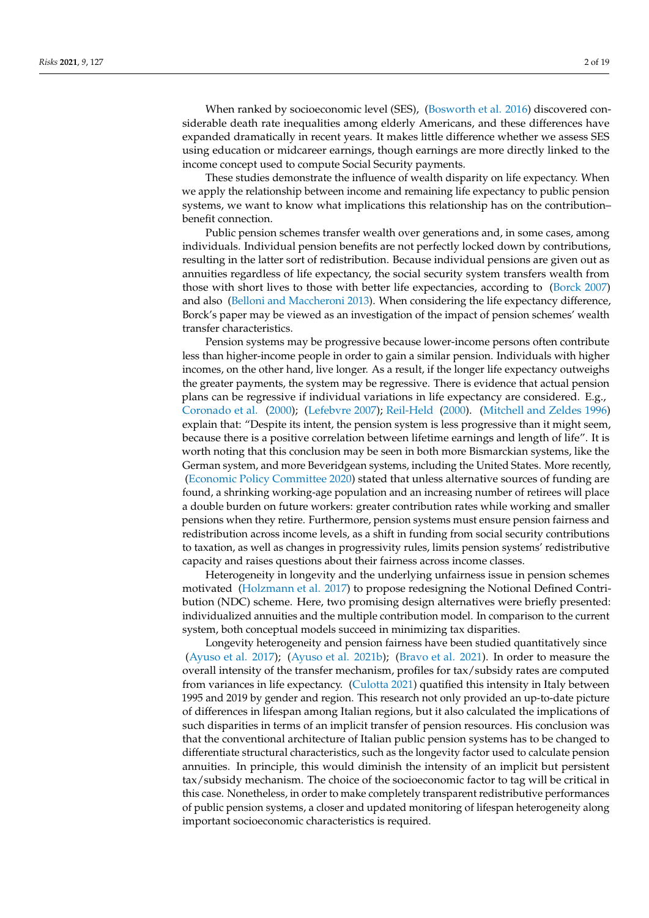When ranked by socioeconomic level (SES), (Bosworth et al. 2016) discovered considerable death rate inequalities among elderly Americans, and these differences have expanded dramatically in recent years. It makes little difference whether we assess SES using education or midcareer earnings, though earnings are more directly linked to the income concept used to compute Social Security payments.

These studies demonstrate the influence of wealth disparity on life expectancy. When we apply the relationship between income and remaining life expectancy to public pension systems, we want to know what implications this relationship has on the contribution–benefit connection.

Public pension schemes transfer wealth over generations and, in some cases, among individuals. Individual pension benefits are not perfectly locked down by contributions, resulting in the latter sort of redistribution. Because individual pensions are given out as annuities regardless of life expectancy, the social security system transfers wealth from those with short lives to those with better life expectancies, according to (Borck 2007) and also (Belloni and Maccheroni 2013). When considering the life expectancy difference, Borck's paper may be viewed as an investigation of the impact of pension schemes' wealth transfer characteristics.

Pension systems may be progressive because lower-income persons often contribute less than higher-income people in order to gain a similar pension. Individuals with higher incomes, on the other hand, live longer. As a result, if the longer life expectancy outweighs the greater payments, the system may be regressive. There is evidence that actual pension plans can be regressive if individual variations in life expectancy are considered. E.g., Coronado et al. (2000); (Lefebvre 2007); Reil-Held (2000). (Mitchell and Zeldes 1996) explain that: "Despite its intent, the pension system is less progressive than it might seem, because there is a positive correlation between lifetime earnings and length of life". It is worth noting that this conclusion may be seen in both more Bismarckian systems, like the German system, and more Beveridgean systems, including the United States. More recently, (Economic Policy Committee 2020) stated that unless alternative sources of funding are found, a shrinking working-age population and an increasing number of retirees will place a double burden on future workers: greater contribution rates while working and smaller pensions when they retire. Furthermore, pension systems must ensure pension fairness and redistribution across income levels, as a shift in funding from social security contributions to taxation, as well as changes in progressivity rules, limits pension systems' redistributive capacity and raises questions about their fairness across income classes.

Heterogeneity in longevity and the underlying unfairness issue in pension schemes motivated (Holzmann et al. 2017) to propose redesigning the Notional Defined Contribution (NDC) scheme. Here, two promising design alternatives were briefly presented: individualized annuities and the multiple contribution model. In comparison to the current system, both conceptual models succeed in minimizing tax disparities.

Longevity heterogeneity and pension fairness have been studied quantitatively since (Ayuso et al. 2017); (Ayuso et al. 2021b); (Bravo et al. 2021). In order to measure the overall intensity of the transfer mechanism, profiles for tax/subsidy rates are computed from variances in life expectancy. (Culotta 2021) quantified this intensity in Italy between 1995 and 2019 by gender and region. This research not only provided an up-to-date picture of differences in lifespan among Italian regions, but it also calculated the implications of such disparities in terms of an implicit transfer of pension resources. His conclusion was that the conventional architecture of Italian public pension systems has to be changed to differentiate structural characteristics, such as the longevity factor used to calculate pension annuities. In principle, this would diminish the intensity of an implicit but persistent tax/subsidy mechanism. The choice of the socioeconomic factor to tag will be critical in this case. Nonetheless, in order to make completely transparent redistributive performances of public pension systems, a closer and updated monitoring of lifespan heterogeneity along important socioeconomic characteristics is required.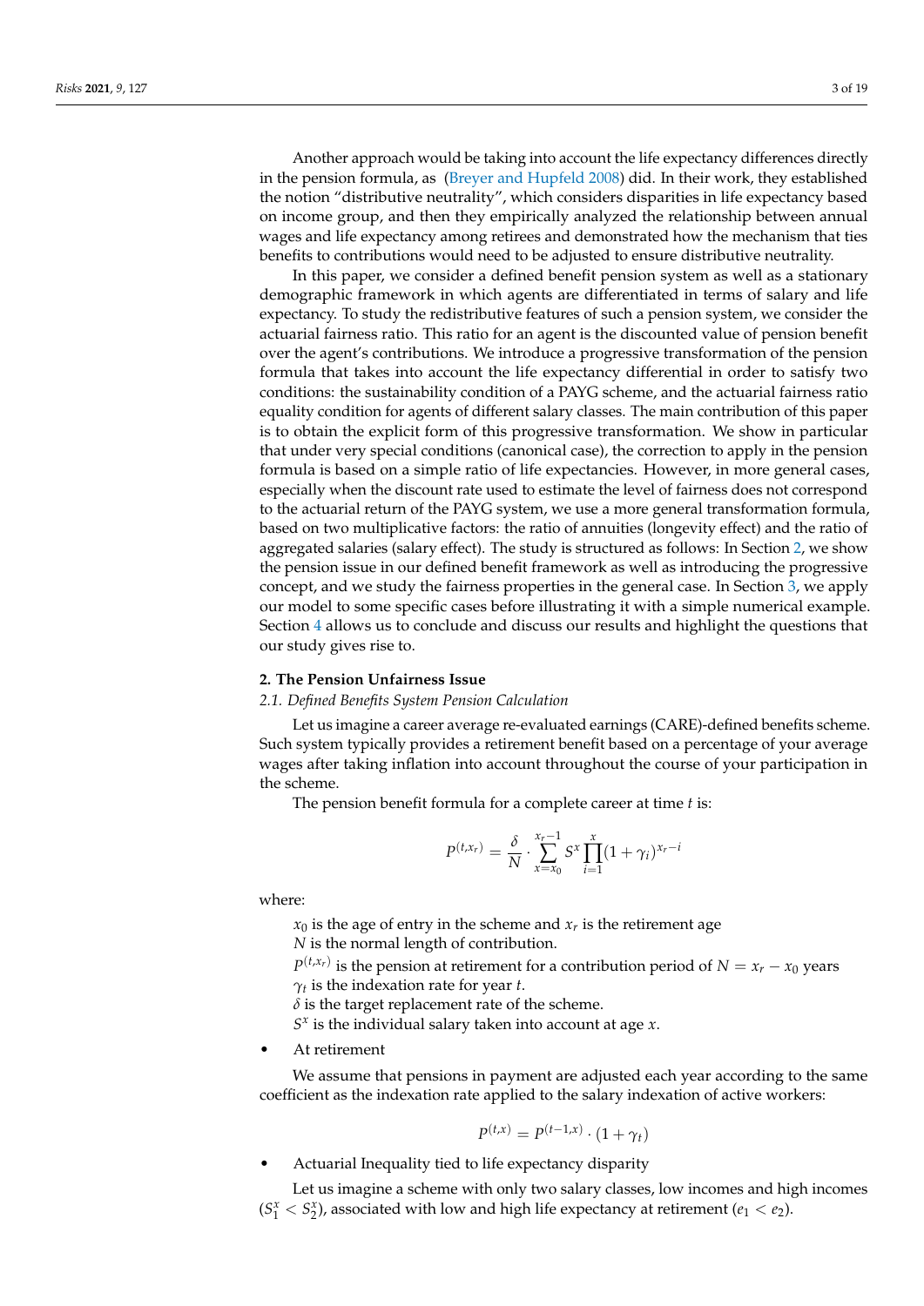Another approach would be taking into account the life expectancy differences directly in the pension formula, as (Breyer and Hupfeld 2008) did. In their work, they established the notion "distributive neutrality", which considers disparities in life expectancy based on income group, and then they empirically analyzed the relationship between annual wages and life expectancy among retirees and demonstrated how the mechanism that ties benefits to contributions would need to be adjusted to ensure distributive neutrality.

In this paper, we consider a defined benefit pension system as well as a stationary demographic framework in which agents are differentiated in terms of salary and life expectancy. To study the redistributive features of such a pension system, we consider the actuarial fairness ratio. This ratio for an agent is the discounted value of pension benefit over the agent's contributions. We introduce a progressive transformation of the pension formula that takes into account the life expectancy differential in order to satisfy two conditions: the sustainability condition of a PAYG scheme, and the actuarial fairness ratio equality condition for agents of different salary classes. The main contribution of this paper is to obtain the explicit form of this progressive transformation. We show in particular that under very special conditions (canonical case), the correction to apply in the pension formula is based on a simple ratio of life expectancies. However, in more general cases, especially when the discount rate used to estimate the level of fairness does not correspond to the actuarial return of the PAYG system, we use a more general transformation formula, based on two multiplicative factors: the ratio of annuities (longevity effect) and the ratio of aggregated salaries (salary effect). The study is structured as follows: In Section 2, we show the pension issue in our defined benefit framework as well as introducing the progressive concept, and we study the fairness properties in the general case. In Section 3, we apply our model to some specific cases before illustrating it with a simple numerical example. Section 4 allows us to conclude and discuss our results and highlight the questions that our study gives rise to.

## 2. The Pension Unfairness Issue

### *2.1. Defined Benefits System Pension Calculation*

Let us imagine a career average re-evaluated earnings (CARE)-defined benefits scheme. Such system typically provides a retirement benefit based on a percentage of your average wages after taking inflation into account throughout the course of your participation in the scheme.

The pension benefit formula for a complete career at time $t$ is:

$$P^{(t,x_r)} = \frac{\delta}{N} \cdot \sum_{x=x_0}^{x_r-1} S^x \prod_{i=1}^{x} (1+\gamma_i)^{x_r-i}$$

where:

$x_0$ is the age of entry in the scheme and $x_r$ is the retirement age
$N$ is the normal length of contribution.
$P^{(t,x_r)}$ is the pension at retirement for a contribution period of $N = x_r - x_0$ years
$\gamma_t$ is the indexation rate for year $t$.
$\delta$ is the target replacement rate of the scheme.
$S^x$ is the individual salary taken into account at age $x$.

- At retirement

We assume that pensions in payment are adjusted each year according to the same coefficient as the indexation rate applied to the salary indexation of active workers:

$$P^{(t,x)} = P^{(t-1,x)} \cdot (1+\gamma_t)$$

- Actuarial Inequality tied to life expectancy disparity

Let us imagine a scheme with only two salary classes, low incomes and high incomes ($S_1^x < S_2^x$), associated with low and high life expectancy at retirement ($e_1 < e_2$).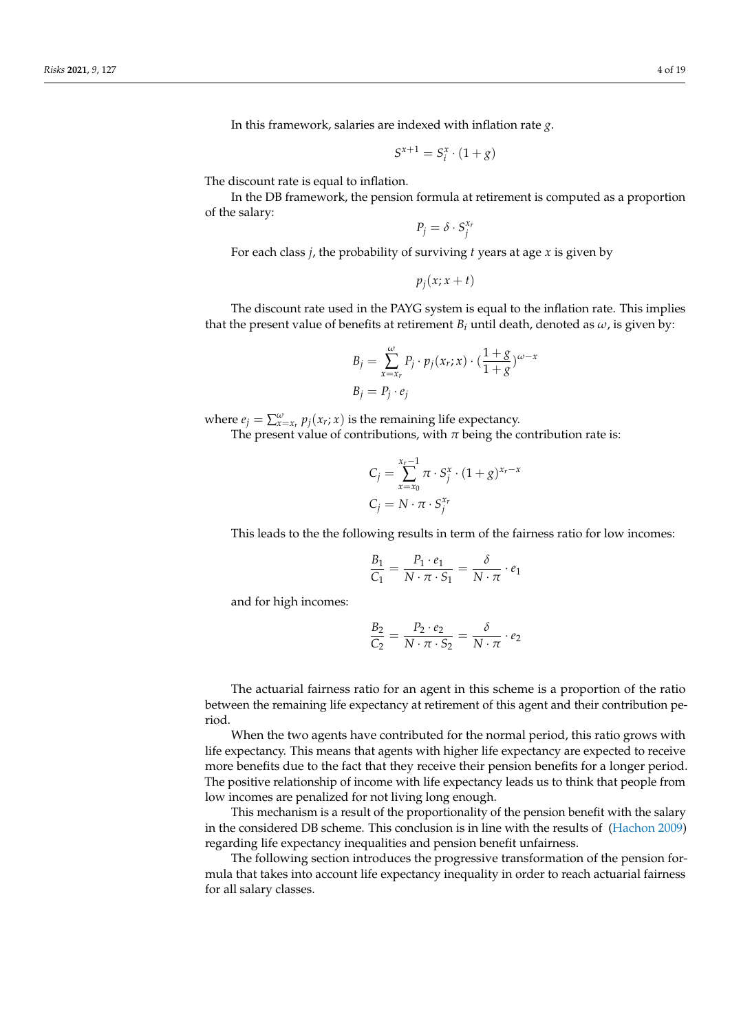In this framework, salaries are indexed with inflation rate $g$.

$$S^{x+1} = S_i^x \cdot (1+g)$$

The discount rate is equal to inflation.

In the DB framework, the pension formula at retirement is computed as a proportion of the salary:

$$P_j = \delta \cdot S_j^{x_r}$$

For each class $j$, the probability of surviving $t$ years at age $x$ is given by

$$p_j(x; x+t)$$

The discount rate used in the PAYG system is equal to the inflation rate. This implies that the present value of benefits at retirement $B_i$ until death, denoted as $\omega$, is given by:

$$B_j = \sum_{x=x_r}^{\omega} P_j \cdot p_j(x_r; x) \cdot (\frac{1+g}{1+g})^{\omega - x}$$

$$B_j = P_j \cdot e_j$$

where $e_j = \sum_{x=x_r}^{\omega} p_j(x_r; x)$ is the remaining life expectancy.

The present value of contributions, with $\pi$ being the contribution rate is:

$$C_j = \sum_{x=x_0}^{x_r - 1} \pi \cdot S_j^x \cdot (1+g)^{x_r - x}$$

$$C_j = N \cdot \pi \cdot S_j^{x_r}$$

This leads to the the following results in term of the fairness ratio for low incomes:

$$\frac{B_1}{C_1} = \frac{P_1 \cdot e_1}{N \cdot \pi \cdot S_1} = \frac{\delta}{N \cdot \pi} \cdot e_1$$

and for high incomes:

$$\frac{B_2}{C_2} = \frac{P_2 \cdot e_2}{N \cdot \pi \cdot S_2} = \frac{\delta}{N \cdot \pi} \cdot e_2$$

The actuarial fairness ratio for an agent in this scheme is a proportion of the ratio between the remaining life expectancy at retirement of this agent and their contribution period.

When the two agents have contributed for the normal period, this ratio grows with life expectancy. This means that agents with higher life expectancy are expected to receive more benefits due to the fact that they receive their pension benefits for a longer period. The positive relationship of income with life expectancy leads us to think that people from low incomes are penalized for not living long enough.

This mechanism is a result of the proportionality of the pension benefit with the salary in the considered DB scheme. This conclusion is in line with the results of (Hachon 2009) regarding life expectancy inequalities and pension benefit unfairness.

The following section introduces the progressive transformation of the pension formula that takes into account life expectancy inequality in order to reach actuarial fairness for all salary classes.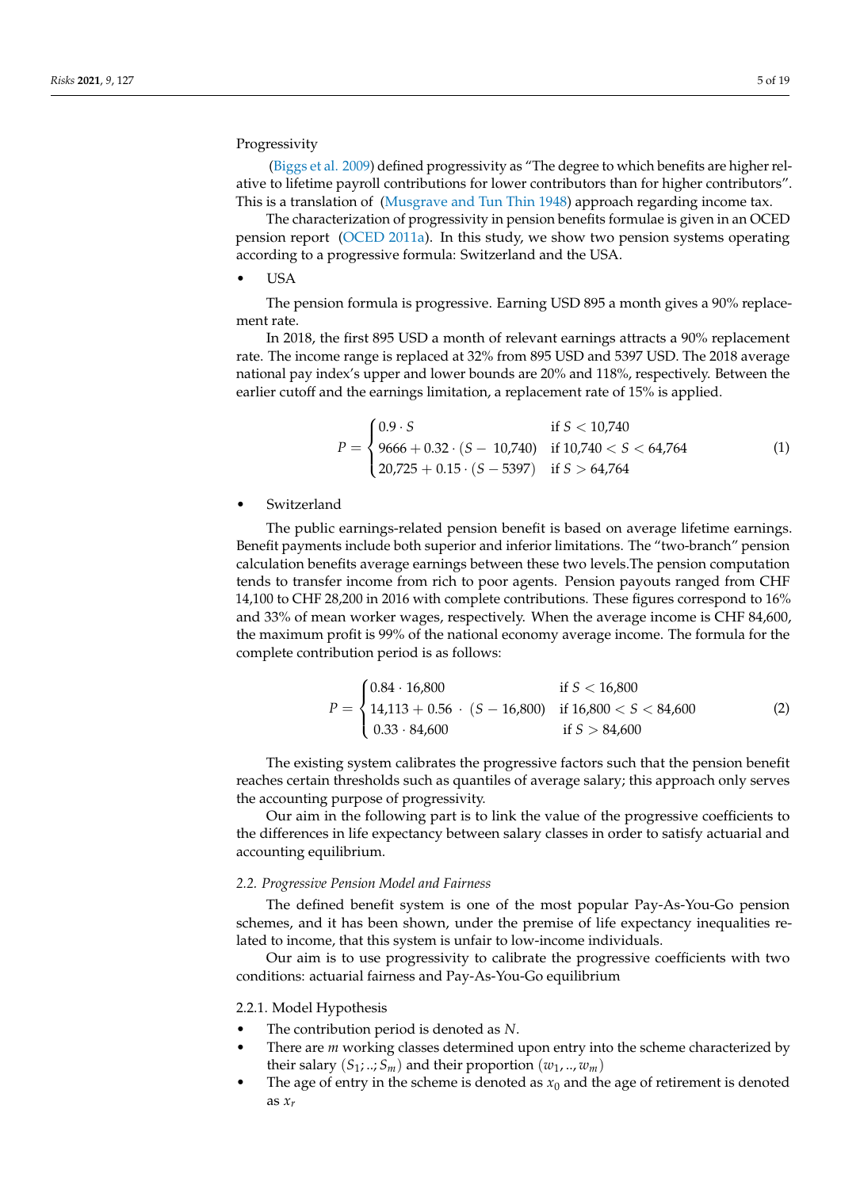Progressivity

(Biggs et al. 2009) defined progressivity as "The degree to which benefits are higher relative to lifetime payroll contributions for lower contributors than for higher contributors". This is a translation of (Musgrave and Tun Thin 1948) approach regarding income tax.

The characterization of progressivity in pension benefits formulae is given in an OCED pension report (OCED 2011a). In this study, we show two pension systems operating according to a progressive formula: Switzerland and the USA.

- USA

The pension formula is progressive. Earning USD 895 a month gives a 90% replacement rate.

In 2018, the first 895 USD a month of relevant earnings attracts a 90% replacement rate. The income range is replaced at 32% from 895 USD and 5397 USD. The 2018 average national pay index's upper and lower bounds are 20% and 118%, respectively. Between the earlier cutoff and the earnings limitation, a replacement rate of 15% is applied.

$$P = \begin{cases} 0.9 \cdot S & \text{if } S < 10{,}740 \\ 9666 + 0.32 \cdot (S - 10{,}740) & \text{if } 10{,}740 < S < 64{,}764 \\ 20{,}725 + 0.15 \cdot (S - 5397) & \text{if } S > 64{,}764 \end{cases} \tag{1}$$

- Switzerland

The public earnings-related pension benefit is based on average lifetime earnings. Benefit payments include both superior and inferior limitations. The "two-branch" pension calculation benefits average earnings between these two levels.The pension computation tends to transfer income from rich to poor agents. Pension payouts ranged from CHF 14,100 to CHF 28,200 in 2016 with complete contributions. These figures correspond to 16% and 33% of mean worker wages, respectively. When the average income is CHF 84,600, the maximum profit is 99% of the national economy average income. The formula for the complete contribution period is as follows:

$$P = \begin{cases} 0.84 \cdot 16{,}800 & \text{if } S < 16{,}800 \\ 14{,}113 + 0.56 \cdot (S - 16{,}800) & \text{if } 16{,}800 < S < 84{,}600 \\ 0.33 \cdot 84{,}600 & \text{if } S > 84{,}600 \end{cases} \tag{2}$$

The existing system calibrates the progressive factors such that the pension benefit reaches certain thresholds such as quantiles of average salary; this approach only serves the accounting purpose of progressivity.

Our aim in the following part is to link the value of the progressive coefficients to the differences in life expectancy between salary classes in order to satisfy actuarial and accounting equilibrium.

### 2.2. Progressive Pension Model and Fairness

The defined benefit system is one of the most popular Pay-As-You-Go pension schemes, and it has been shown, under the premise of life expectancy inequalities related to income, that this system is unfair to low-income individuals.

Our aim is to use progressivity to calibrate the progressive coefficients with two conditions: actuarial fairness and Pay-As-You-Go equilibrium

#### 2.2.1. Model Hypothesis

- The contribution period is denoted as $N$.
- There are $m$ working classes determined upon entry into the scheme characterized by their salary $(S_1; ..; S_m)$ and their proportion $(w_1, .., w_m)$
- The age of entry in the scheme is denoted as $x_0$ and the age of retirement is denoted as $x_r$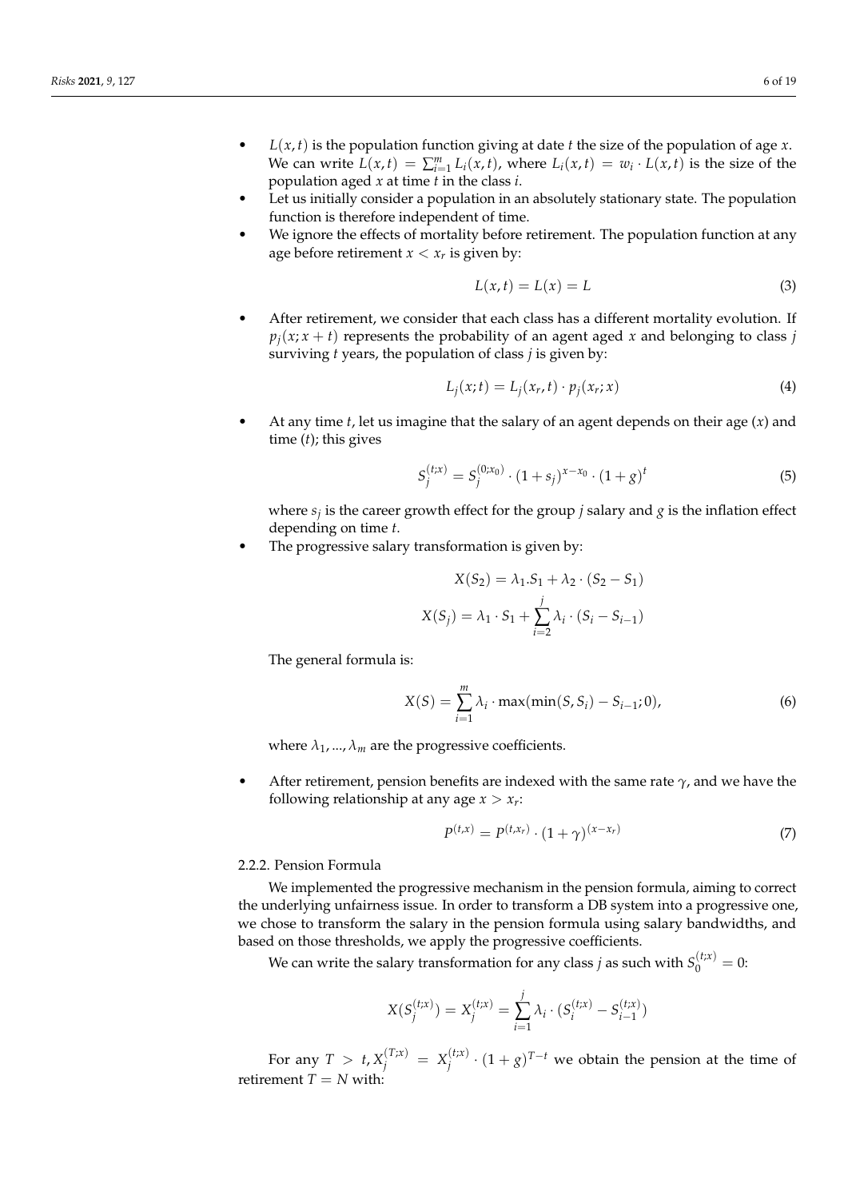- $L(x,t)$ is the population function giving at date $t$ the size of the population of age $x$. We can write $L(x,t) = \sum_{i=1}^{m} L_i(x,t)$, where $L_i(x,t) = w_i \cdot L(x,t)$ is the size of the population aged $x$ at time $t$ in the class $i$.
- Let us initially consider a population in an absolutely stationary state. The population function is therefore independent of time.
- We ignore the effects of mortality before retirement. The population function at any age before retirement $x < x_r$ is given by:

$$L(x,t) = L(x) = L \tag{3}$$

- After retirement, we consider that each class has a different mortality evolution. If $p_j(x; x+t)$ represents the probability of an agent aged $x$ and belonging to class $j$ surviving $t$ years, the population of class $j$ is given by:

$$L_j(x;t) = L_j(x_r, t) \cdot p_j(x_r; x) \tag{4}$$

- At any time $t$, let us imagine that the salary of an agent depends on their age ($x$) and time ($t$); this gives

$$S_j^{(t;x)} = S_j^{(0;x_0)} \cdot (1+s_j)^{x-x_0} \cdot (1+g)^t \tag{5}$$

  where $s_j$ is the career growth effect for the group $j$ salary and $g$ is the inflation effect depending on time $t$.
- The progressive salary transformation is given by:

$$X(S_2) = \lambda_1.S_1 + \lambda_2 \cdot (S_2 - S_1)$$

$$X(S_j) = \lambda_1 \cdot S_1 + \sum_{i=2}^{j} \lambda_i \cdot (S_i - S_{i-1})$$

  The general formula is:

$$X(S) = \sum_{i=1}^{m} \lambda_i \cdot \max(\min(S, S_i) - S_{i-1}; 0), \tag{6}$$

  where $\lambda_1, ..., \lambda_m$ are the progressive coefficients.

- After retirement, pension benefits are indexed with the same rate $\gamma$, and we have the following relationship at any age $x > x_r$:

$$P^{(t,x)} = P^{(t,x_r)} \cdot (1+\gamma)^{(x-x_r)} \tag{7}$$

### 2.2.2. Pension Formula

We implemented the progressive mechanism in the pension formula, aiming to correct the underlying unfairness issue. In order to transform a DB system into a progressive one, we chose to transform the salary in the pension formula using salary bandwidths, and based on those thresholds, we apply the progressive coefficients.

We can write the salary transformation for any class $j$ as such with $S_0^{(t;x)} = 0$:

$$X(S_j^{(t;x)}) = X_j^{(t;x)} = \sum_{i=1}^{j} \lambda_i \cdot (S_i^{(t;x)} - S_{i-1}^{(t;x)})$$

For any $T > t, X_j^{(T;x)} = X_j^{(t;x)} \cdot (1+g)^{T-t}$ we obtain the pension at the time of retirement $T = N$ with: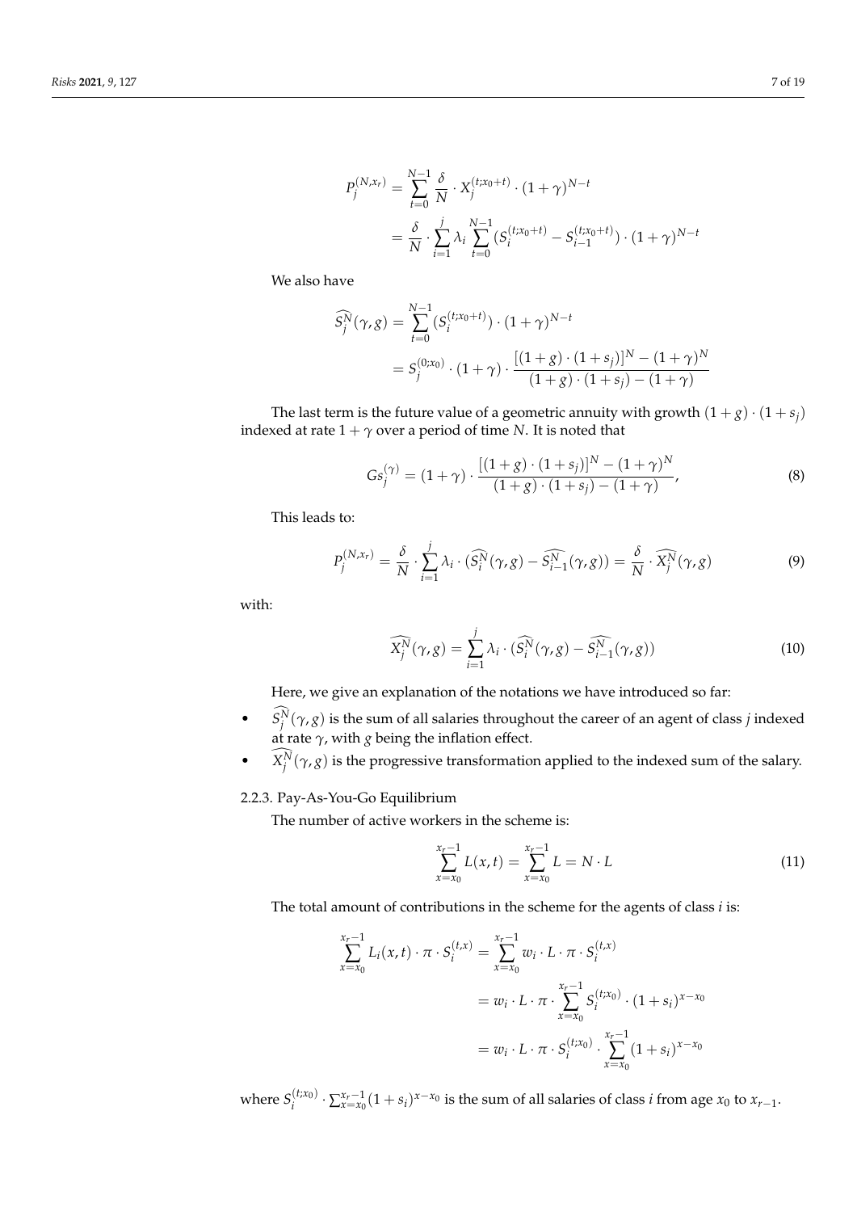$$
\begin{aligned}
P_j^{(N,x_r)} &= \sum_{t=0}^{N-1} \frac{\delta}{N} \cdot X_j^{(t;x_0+t)} \cdot (1+\gamma)^{N-t} \\
&= \frac{\delta}{N} \cdot \sum_{i=1}^{j} \lambda_i \sum_{t=0}^{N-1} (S_i^{(t;x_0+t)} - S_{i-1}^{(t;x_0+t)}) \cdot (1+\gamma)^{N-t}
\end{aligned}
$$

We also have

$$
\begin{aligned}
\widehat{S_j^N}(\gamma, g) &= \sum_{t=0}^{N-1} (S_i^{(t;x_0+t)}) \cdot (1+\gamma)^{N-t} \\
&= S_j^{(0;x_0)} \cdot (1+\gamma) \cdot \frac{[(1+g) \cdot (1+s_j)]^N - (1+\gamma)^N}{(1+g) \cdot (1+s_j) - (1+\gamma)}
\end{aligned}
$$

The last term is the future value of a geometric annuity with growth $(1+g) \cdot (1+s_j)$ indexed at rate $1+\gamma$ over a period of time $N$. It is noted that

$$
Gs_j^{(\gamma)} = (1+\gamma) \cdot \frac{[(1+g) \cdot (1+s_j)]^N - (1+\gamma)^N}{(1+g) \cdot (1+s_j) - (1+\gamma)}, \tag{8}
$$

This leads to:

$$
P_j^{(N,x_r)} = \frac{\delta}{N} \cdot \sum_{i=1}^{j} \lambda_i \cdot (\widehat{S_i^N}(\gamma, g) - \widehat{S_{i-1}^N}(\gamma, g)) = \frac{\delta}{N} \cdot \widehat{X_j^N}(\gamma, g) \tag{9}
$$

with:

$$
\widehat{X_j^N}(\gamma, g) = \sum_{i=1}^{j} \lambda_i \cdot (\widehat{S_i^N}(\gamma, g) - \widehat{S_{i-1}^N}(\gamma, g)) \tag{10}
$$

Here, we give an explanation of the notations we have introduced so far:

- $\widehat{S_j^N}(\gamma, g)$ is the sum of all salaries throughout the career of an agent of class $j$ indexed at rate $\gamma$, with $g$ being the inflation effect.
- $\widehat{X_j^N}(\gamma, g)$ is the progressive transformation applied to the indexed sum of the salary.

### 2.2.3. Pay-As-You-Go Equilibrium

The number of active workers in the scheme is:

$$
\sum_{x=x_0}^{x_r-1} L(x,t) = \sum_{x=x_0}^{x_r-1} L = N \cdot L \tag{11}
$$

The total amount of contributions in the scheme for the agents of class $i$ is:

$$
\begin{aligned}
\sum_{x=x_0}^{x_r-1} L_i(x,t) \cdot \pi \cdot S_i^{(t,x)} &= \sum_{x=x_0}^{x_r-1} w_i \cdot L \cdot \pi \cdot S_i^{(t,x)} \\
&= w_i \cdot L \cdot \pi \cdot \sum_{x=x_0}^{x_r-1} S_i^{(t;x_0)} \cdot (1+s_i)^{x-x_0} \\
&= w_i \cdot L \cdot \pi \cdot S_i^{(t;x_0)} \cdot \sum_{x=x_0}^{x_r-1} (1+s_i)^{x-x_0}
\end{aligned}
$$

where $S_i^{(t;x_0)} \cdot \sum_{x=x_0}^{x_r-1} (1+s_i)^{x-x_0}$ is the sum of all salaries of class $i$ from age $x_0$ to $x_{r-1}$.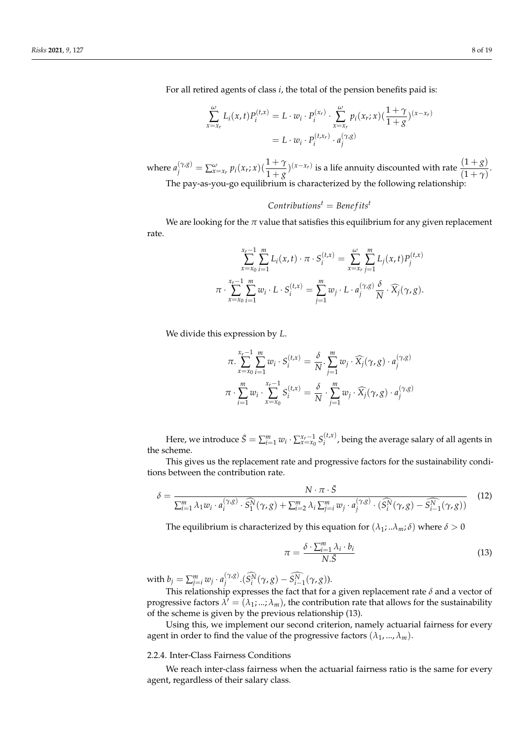For all retired agents of class $i$, the total of the pension benefits paid is:

$$\sum_{x=x_r}^{\omega} L_i(x,t) P_i^{(t,x)} = L \cdot w_i \cdot P_i^{(x_r)} \cdot \sum_{x=x_r}^{\omega} p_i(x_r;x)(\frac{1+\gamma}{1+g})^{(x-x_r)}$$
$$= L \cdot w_i \cdot P_i^{(t,x_r)} \cdot a_j^{(\gamma,g)}$$

where $a_j^{(\gamma,g)} = \sum_{x=x_r}^{\omega} p_i(x_r;x)(\frac{1+\gamma}{1+g})^{(x-x_r)}$ is a life annuity discounted with rate $\frac{(1+g)}{(1+\gamma)}$.

The pay-as-you-go equilibrium is characterized by the following relationship:

$$Contributions^t = Benefits^t$$

We are looking for the $\pi$ value that satisfies this equilibrium for any given replacement rate.

$$\sum_{x=x_0}^{x_r-1} \sum_{i=1}^{m} L_i(x,t) \cdot \pi \cdot S_i^{(t,x)} = \sum_{x=x_r}^{\omega} \sum_{j=1}^{m} L_j(x,t) P_j^{(t,x)}$$

$$\pi \cdot \sum_{x=x_0}^{x_r-1} \sum_{i=1}^{m} w_i \cdot L \cdot S_i^{(t,x)} = \sum_{j=1}^{m} w_j \cdot L \cdot a_j^{(\gamma,g)} \frac{\delta}{N} \cdot \widehat{X_j}(\gamma,g).$$

We divide this expression by $L$.

$$\pi . \sum_{x=x_0}^{x_r-1} \sum_{i=1}^{m} w_i \cdot S_i^{(t,x)} = \frac{\delta}{N} . \sum_{j=1}^{m} w_j \cdot \widehat{X_j}(\gamma,g) \cdot a_j^{(\gamma,g)}$$

$$\pi \cdot \sum_{i=1}^{m} w_i \cdot \sum_{x=x_0}^{x_r-1} S_i^{(t,x)} = \frac{\delta}{N} \cdot \sum_{j=1}^{m} w_j \cdot \widehat{X_j}(\gamma,g) \cdot a_j^{(\gamma,g)}$$

Here, we introduce $\bar{S} = \sum_{i=1}^{m} w_i \cdot \sum_{x=x_0}^{x_r-1} S_i^{(t,x)}$, being the average salary of all agents in the scheme.

This gives us the replacement rate and progressive factors for the sustainability conditions between the contribution rate.

$$\delta = \frac{N \cdot \pi \cdot \bar{S}}{\sum_{i=1}^{m} \lambda_1 w_i \cdot a_i^{(\gamma,g)} \cdot \widehat{S_1^N}(\gamma,g) + \sum_{i=2}^{m} \lambda_i \sum_{j=i}^{m} w_j \cdot a_j^{(\gamma,g)} \cdot (\widehat{S_i^N}(\gamma,g) - \widehat{S_{i-1}^N}(\gamma,g))} \quad (12)$$

The equilibrium is characterized by this equation for $(\lambda_1; ..\lambda_m; \delta)$ where $\delta > 0$

$$\pi = \frac{\delta \cdot \sum_{i=1}^{m} \lambda_i \cdot b_i}{N.\bar{S}} \quad (13)$$

with $b_j = \sum_{j=i}^{m} w_j \cdot a_j^{(\gamma,g)} . (\widehat{S_i^N}(\gamma,g) - \widehat{S_{i-1}^N}(\gamma,g))$.

This relationship expresses the fact that for a given replacement rate $\delta$ and a vector of progressive factors $\lambda' = (\lambda_1; ...; \lambda_m)$, the contribution rate that allows for the sustainability of the scheme is given by the previous relationship (13).

Using this, we implement our second criterion, namely actuarial fairness for every agent in order to find the value of the progressive factors $(\lambda_1, ..., \lambda_m)$.

#### 2.2.4. Inter-Class Fairness Conditions

We reach inter-class fairness when the actuarial fairness ratio is the same for every agent, regardless of their salary class.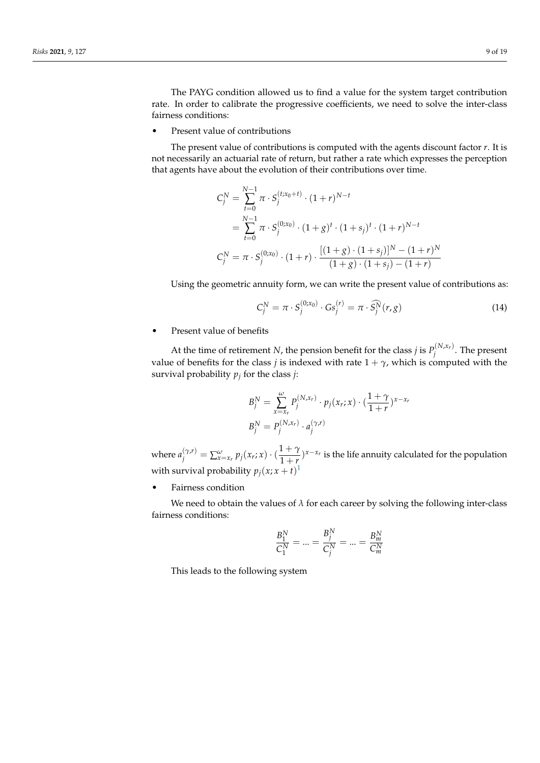The PAYG condition allowed us to find a value for the system target contribution rate. In order to calibrate the progressive coefficients, we need to solve the inter-class fairness conditions:

- Present value of contributions

The present value of contributions is computed with the agents discount factor $r$. It is not necessarily an actuarial rate of return, but rather a rate which expresses the perception that agents have about the evolution of their contributions over time.

$$
\begin{aligned}
C_j^N &= \sum_{t=0}^{N-1} \pi \cdot S_j^{(t;x_0+t)} \cdot (1+r)^{N-t} \\
&= \sum_{t=0}^{N-1} \pi \cdot S_j^{(0;x_0)} \cdot (1+g)^t \cdot (1+s_j)^t \cdot (1+r)^{N-t} \\
C_j^N &= \pi \cdot S_j^{(0;x_0)} \cdot (1+r) \cdot \frac{[(1+g) \cdot (1+s_j)]^N - (1+r)^N}{(1+g) \cdot (1+s_j) - (1+r)}
\end{aligned}
$$

Using the geometric annuity form, we can write the present value of contributions as:

$$
C_j^N = \pi \cdot S_j^{(0;x_0)} \cdot Gs_j^{(r)} = \pi \cdot \widehat{S_j^N}(r,g) \tag{14}
$$

- Present value of benefits

At the time of retirement $N$, the pension benefit for the class $j$ is $P_j^{(N,x_r)}$. The present value of benefits for the class $j$ is indexed with rate $1+\gamma$, which is computed with the survival probability $p_j$ for the class $j$:

$$
\begin{aligned}
B_j^N &= \sum_{x=x_r}^{\omega} P_j^{(N,x_r)} \cdot p_j(x_r;x) \cdot \left(\frac{1+\gamma}{1+r}\right)^{x-x_r} \\
B_j^N &= P_j^{(N,x_r)} \cdot a_j^{(\gamma,r)}
\end{aligned}
$$

where $a_j^{(\gamma,r)} = \sum_{x=x_r}^{\omega} p_j(x_r;x) \cdot \left(\frac{1+\gamma}{1+r}\right)^{x-x_r}$ is the life annuity calculated for the population with survival probability $p_j(x;x+t)$[1]

- Fairness condition

We need to obtain the values of $\lambda$ for each career by solving the following inter-class fairness conditions:

$$
\frac{B_1^N}{C_1^N} = \ldots = \frac{B_j^N}{C_j^N} = \ldots = \frac{B_m^N}{C_m^N}
$$

This leads to the following system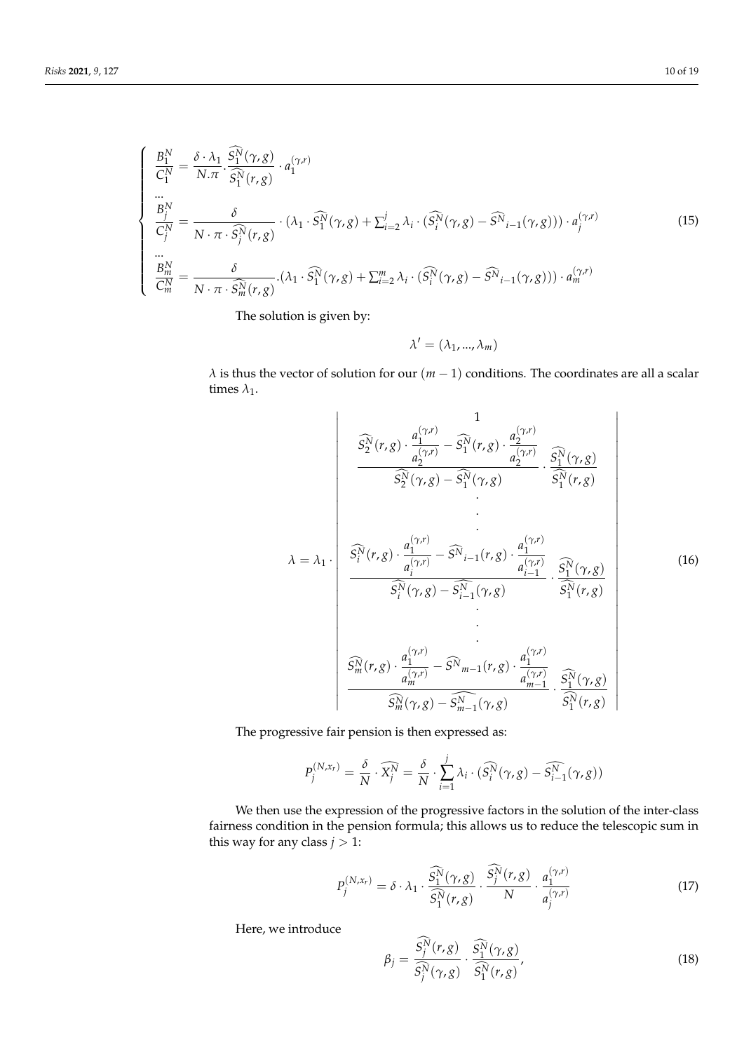$$
\begin{cases}
\dfrac{B_1^N}{C_1^N} = \dfrac{\delta \cdot \lambda_1}{N.\pi} \cdot \dfrac{\widehat{S_1^N}(\gamma, g)}{\widehat{S_1^N}(r, g)} \cdot a_1^{(\gamma,r)} \\
\ldots \\
\dfrac{B_j^N}{C_j^N} = \dfrac{\delta}{N \cdot \pi \cdot \widehat{S_j^N}(r, g)} \cdot (\lambda_1 \cdot \widehat{S_1^N}(\gamma, g) + \sum_{i=2}^{j} \lambda_i \cdot (\widehat{S_i^N}(\gamma, g) - \widehat{S^N}_{i-1}(\gamma, g))) \cdot a_j^{(\gamma,r)} \\
\ldots \\
\dfrac{B_m^N}{C_m^N} = \dfrac{\delta}{N \cdot \pi \cdot \widehat{S_m^N}(r, g)} . (\lambda_1 \cdot \widehat{S_1^N}(\gamma, g) + \sum_{i=2}^{m} \lambda_i \cdot (\widehat{S_i^N}(\gamma, g) - \widehat{S^N}_{i-1}(\gamma, g))) \cdot a_m^{(\gamma,r)}
\end{cases}
\tag{15}
$$

The solution is given by:

$$
\lambda' = (\lambda_1, ..., \lambda_m)
$$

$\lambda$ is thus the vector of solution for our $(m-1)$ conditions. The coordinates are all a scalar times $\lambda_1$.

$$
\lambda = \lambda_1 \cdot \begin{vmatrix}
1 \\
\dfrac{\widehat{S_2^N}(r, g) \cdot \dfrac{a_1^{(\gamma,r)}}{a_2^{(\gamma,r)}} - \widehat{S_1^N}(r, g) \cdot \dfrac{a_2^{(\gamma,r)}}{a_2^{(\gamma,r)}}}{\widehat{S_2^N}(\gamma, g) - \widehat{S_1^N}(\gamma, g)} \cdot \dfrac{\widehat{S_1^N}(\gamma, g)}{\widehat{S_1^N}(r, g)} \\
\cdot \\
\cdot \\
\cdot \\
\dfrac{\widehat{S_i^N}(r, g) \cdot \dfrac{a_1^{(\gamma,r)}}{a_i^{(\gamma,r)}} - \widehat{S^N}_{i-1}(r, g) \cdot \dfrac{a_1^{(\gamma,r)}}{a_{i-1}^{(\gamma,r)}}}{\widehat{S_i^N}(\gamma, g) - \widehat{S_{i-1}^N}(\gamma, g)} \cdot \dfrac{\widehat{S_1^N}(\gamma, g)}{\widehat{S_1^N}(r, g)} \\
\cdot \\
\cdot \\
\cdot \\
\dfrac{\widehat{S_m^N}(r, g) \cdot \dfrac{a_1^{(\gamma,r)}}{a_m^{(\gamma,r)}} - \widehat{S^N}_{m-1}(r, g) \cdot \dfrac{a_1^{(\gamma,r)}}{a_{m-1}^{(\gamma,r)}}}{\widehat{S_m^N}(\gamma, g) - \widehat{S_{m-1}^N}(\gamma, g)} \cdot \dfrac{\widehat{S_1^N}(\gamma, g)}{\widehat{S_1^N}(r, g)}
\end{vmatrix}
\tag{16}
$$

The progressive fair pension is then expressed as:

$$
P_j^{(N,x_r)} = \frac{\delta}{N} \cdot \widehat{X_j^N} = \frac{\delta}{N} \cdot \sum_{i=1}^{j} \lambda_i \cdot (\widehat{S_i^N}(\gamma, g) - \widehat{S_{i-1}^N}(\gamma, g))
$$

We then use the expression of the progressive factors in the solution of the inter-class fairness condition in the pension formula; this allows us to reduce the telescopic sum in this way for any class $j > 1$:

$$
P_j^{(N,x_r)} = \delta \cdot \lambda_1 \cdot \frac{\widehat{S_1^N}(\gamma, g)}{\widehat{S_1^N}(r, g)} \cdot \frac{\widehat{S_j^N}(r, g)}{N} \cdot \frac{a_1^{(\gamma,r)}}{a_j^{(\gamma,r)}}
\tag{17}
$$

Here, we introduce

$$
\beta_j = \frac{\widehat{S_j^N}(r, g)}{\widehat{S_j^N}(\gamma, g)} \cdot \frac{\widehat{S_1^N}(\gamma, g)}{\widehat{S_1^N}(r, g)},
\tag{18}
$$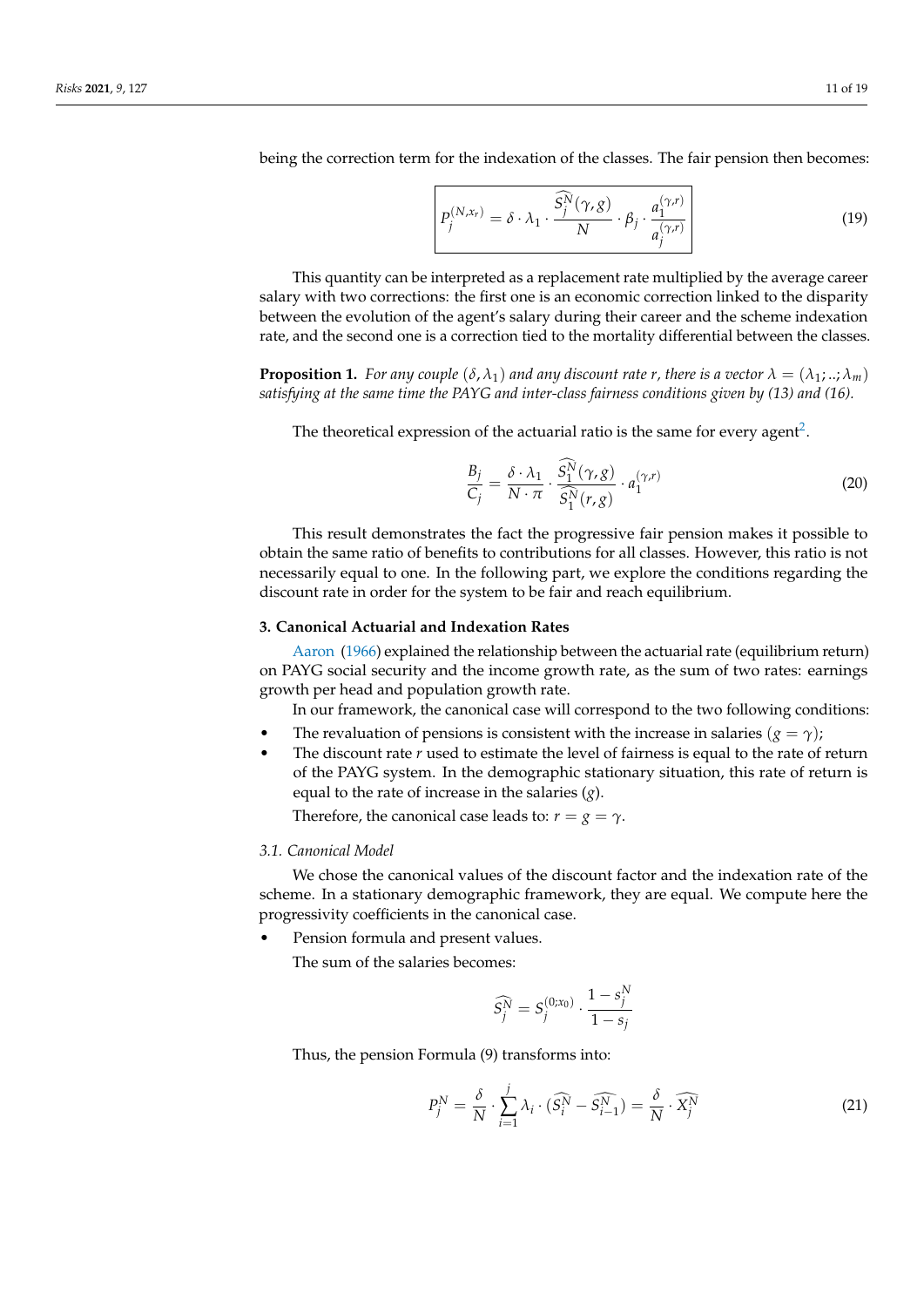being the correction term for the indexation of the classes. The fair pension then becomes:

$$\boxed{P_j^{(N,x_r)} = \delta \cdot \lambda_1 \cdot \frac{\widehat{S_j^N}(\gamma, g)}{N} \cdot \beta_j \cdot \frac{a_1^{(\gamma,r)}}{a_j^{(\gamma,r)}}} \tag{19}$$

This quantity can be interpreted as a replacement rate multiplied by the average career salary with two corrections: the first one is an economic correction linked to the disparity between the evolution of the agent's salary during their career and the scheme indexation rate, and the second one is a correction tied to the mortality differential between the classes.

**Proposition 1.** *For any couple $(\delta, \lambda_1)$ and any discount rate $r$, there is a vector $\lambda = (\lambda_1; ..; \lambda_m)$ satisfying at the same time the PAYG and inter-class fairness conditions given by (13) and (16).*

The theoretical expression of the actuarial ratio is the same for every agent[2].

$$\frac{B_j}{C_j} = \frac{\delta \cdot \lambda_1}{N \cdot \pi} \cdot \frac{\widehat{S_1^N}(\gamma, g)}{\widehat{S_1^N}(r, g)} \cdot a_1^{(\gamma,r)} \tag{20}$$

This result demonstrates the fact the progressive fair pension makes it possible to obtain the same ratio of benefits to contributions for all classes. However, this ratio is not necessarily equal to one. In the following part, we explore the conditions regarding the discount rate in order for the system to be fair and reach equilibrium.

### 3. Canonical Actuarial and Indexation Rates

Aaron (1966) explained the relationship between the actuarial rate (equilibrium return) on PAYG social security and the income growth rate, as the sum of two rates: earnings growth per head and population growth rate.

In our framework, the canonical case will correspond to the two following conditions:

- The revaluation of pensions is consistent with the increase in salaries ($g = \gamma$);
- The discount rate $r$ used to estimate the level of fairness is equal to the rate of return of the PAYG system. In the demographic stationary situation, this rate of return is equal to the rate of increase in the salaries ($g$).

  Therefore, the canonical case leads to: $r = g = \gamma$.

#### 3.1. Canonical Model

We chose the canonical values of the discount factor and the indexation rate of the scheme. In a stationary demographic framework, they are equal. We compute here the progressivity coefficients in the canonical case.

- Pension formula and present values.

  The sum of the salaries becomes:

$$\widehat{S_j^N} = S_j^{(0;x_0)} \cdot \frac{1 - s_j^N}{1 - s_j}$$

  Thus, the pension Formula (9) transforms into:

$$P_j^N = \frac{\delta}{N} \cdot \sum_{i=1}^{j} \lambda_i \cdot (\widehat{S_i^N} - \widehat{S_{i-1}^N}) = \frac{\delta}{N} \cdot \widehat{X_j^N} \tag{21}$$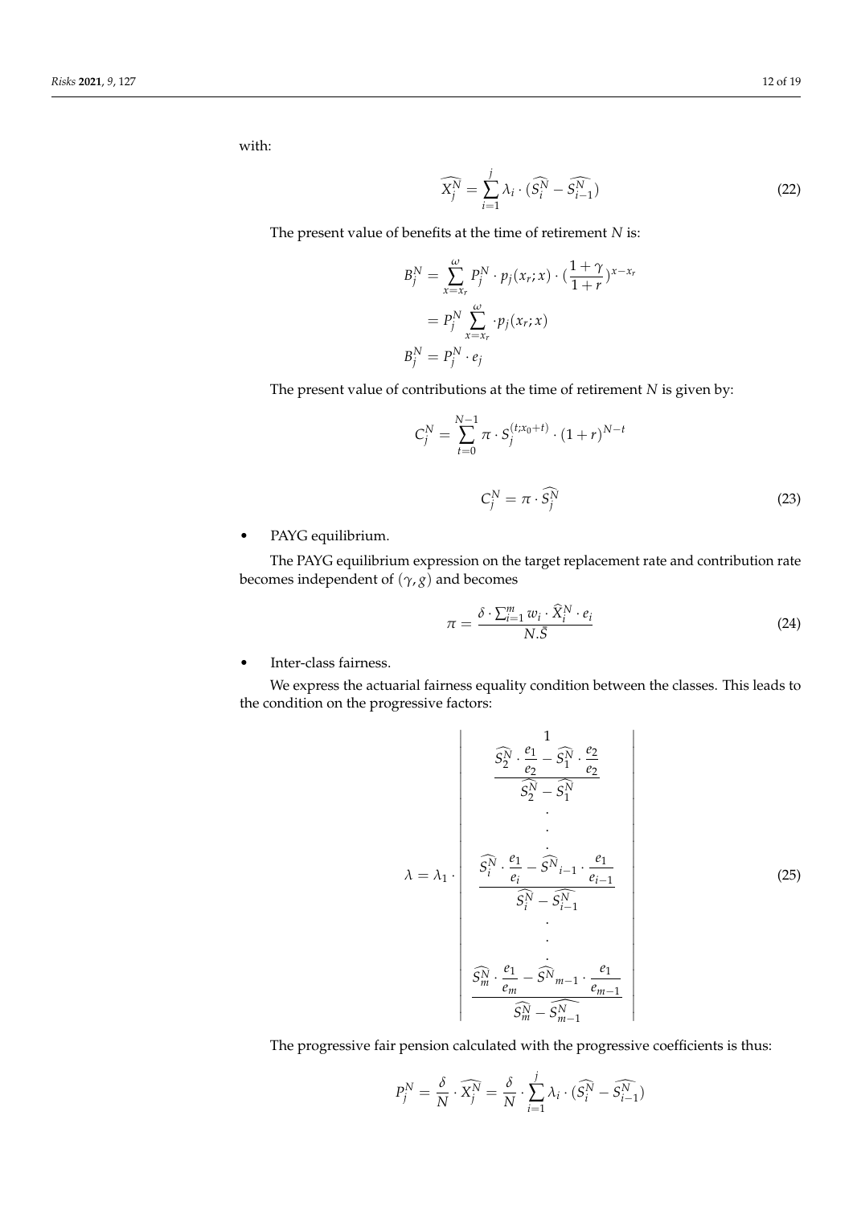with:

$$\widehat{X_j^N} = \sum_{i=1}^{j} \lambda_i \cdot (\widehat{S_i^N} - \widehat{S_{i-1}^N}) \tag{22}$$

The present value of benefits at the time of retirement $N$ is:

$$\begin{aligned}
B_j^N &= \sum_{x=x_r}^{\omega} P_j^N \cdot p_j(x_r;x) \cdot (\frac{1+\gamma}{1+r})^{x-x_r} \\
&= P_j^N \sum_{x=x_r}^{\omega} \cdot p_j(x_r;x) \\
B_j^N &= P_j^N \cdot e_j
\end{aligned}$$

The present value of contributions at the time of retirement $N$ is given by:

$$C_j^N = \sum_{t=0}^{N-1} \pi \cdot S_j^{(t;x_0+t)} \cdot (1+r)^{N-t}$$

$$C_j^N = \pi \cdot \widehat{S_j^N} \tag{23}$$

- PAYG equilibrium.

The PAYG equilibrium expression on the target replacement rate and contribution rate becomes independent of $(\gamma, g)$ and becomes

$$\pi = \frac{\delta \cdot \sum_{i=1}^{m} w_i \cdot \widehat{X}_i^N \cdot e_i}{N.\bar{S}} \tag{24}$$

- Inter-class fairness.

We express the actuarial fairness equality condition between the classes. This leads to the condition on the progressive factors:

$$\lambda = \lambda_1 \cdot \begin{vmatrix} 1 \\ \dfrac{\widehat{S_2^N} \cdot \dfrac{e_1}{e_2} - \widehat{S_1^N} \cdot \dfrac{e_2}{e_2}}{\widehat{S_2^N} - \widehat{S_1^N}} \\ \cdot \\ \cdot \\ \cdot \\ \dfrac{\widehat{S_i^N} \cdot \dfrac{e_1}{e_i} - \widehat{S^N}_{i-1} \cdot \dfrac{e_1}{e_{i-1}}}{\widehat{S_i^N} - \widehat{S_{i-1}^N}} \\ \cdot \\ \cdot \\ \cdot \\ \dfrac{\widehat{S_m^N} \cdot \dfrac{e_1}{e_m} - \widehat{S^N}_{m-1} \cdot \dfrac{e_1}{e_{m-1}}}{\widehat{S_m^N} - \widehat{S_{m-1}^N}} \end{vmatrix} \tag{25}$$

The progressive fair pension calculated with the progressive coefficients is thus:

$$P_j^N = \frac{\delta}{N} \cdot \widehat{X_j^N} = \frac{\delta}{N} \cdot \sum_{i=1}^{j} \lambda_i \cdot (\widehat{S_i^N} - \widehat{S_{i-1}^N})$$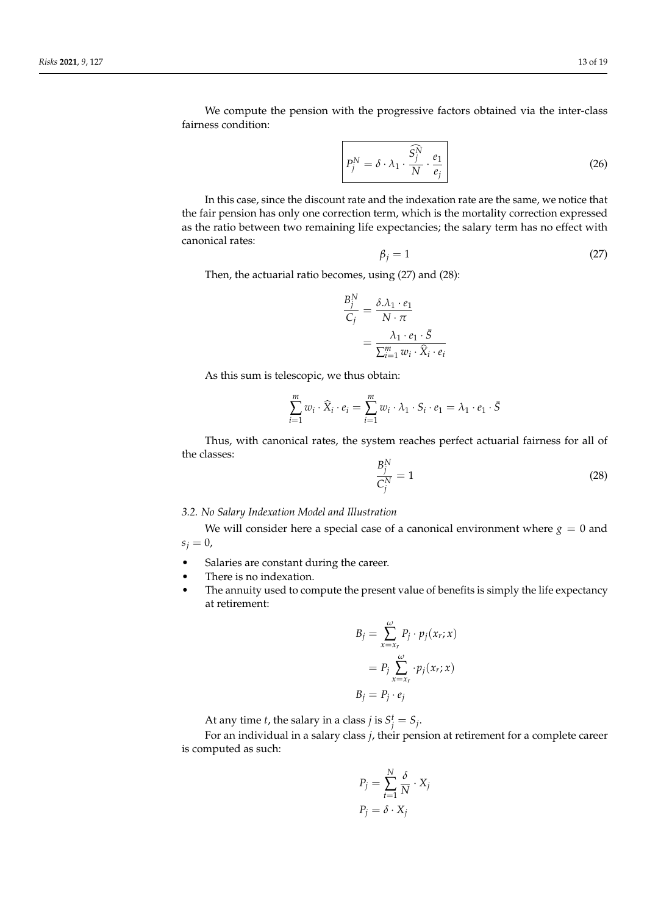We compute the pension with the progressive factors obtained via the inter-class fairness condition:

$$\boxed{P_j^N = \delta \cdot \lambda_1 \cdot \frac{\widehat{S_j^N}}{N} \cdot \frac{e_1}{e_j}} \tag{26}$$

In this case, since the discount rate and the indexation rate are the same, we notice that the fair pension has only one correction term, which is the mortality correction expressed as the ratio between two remaining life expectancies; the salary term has no effect with canonical rates:

$$\beta_j = 1 \tag{27}$$

Then, the actuarial ratio becomes, using (27) and (28):

$$\begin{aligned} \frac{B_j^N}{C_j} &= \frac{\delta.\lambda_1 \cdot e_1}{N \cdot \pi} \\ &= \frac{\lambda_1 \cdot e_1 \cdot \bar{S}}{\sum_{i=1}^m w_i \cdot \widehat{X}_i \cdot e_i} \end{aligned}$$

As this sum is telescopic, we thus obtain:

$$\sum_{i=1}^m w_i \cdot \widehat{X}_i \cdot e_i = \sum_{i=1}^m w_i \cdot \lambda_1 \cdot S_i \cdot e_1 = \lambda_1 \cdot e_1 \cdot \bar{S}$$

Thus, with canonical rates, the system reaches perfect actuarial fairness for all of the classes:

$$\frac{B_j^N}{C_j^N} = 1 \tag{28}$$

### *3.2. No Salary Indexation Model and Illustration*

We will consider here a special case of a canonical environment where $g = 0$ and $s_j = 0$,

- Salaries are constant during the career.
- There is no indexation.
- The annuity used to compute the present value of benefits is simply the life expectancy at retirement:

$$\begin{aligned} B_j &= \sum_{x=x_r}^{\omega} P_j \cdot p_j(x_r; x) \\ &= P_j \sum_{x=x_r}^{\omega} \cdot p_j(x_r; x) \\ B_j &= P_j \cdot e_j \end{aligned}$$

At any time $t$, the salary in a class $j$ is $S_j^t = S_j$.

For an individual in a salary class $j$, their pension at retirement for a complete career is computed as such:

$$\begin{aligned} P_j &= \sum_{t=1}^N \frac{\delta}{N} \cdot X_j \\ P_j &= \delta \cdot X_j \end{aligned}$$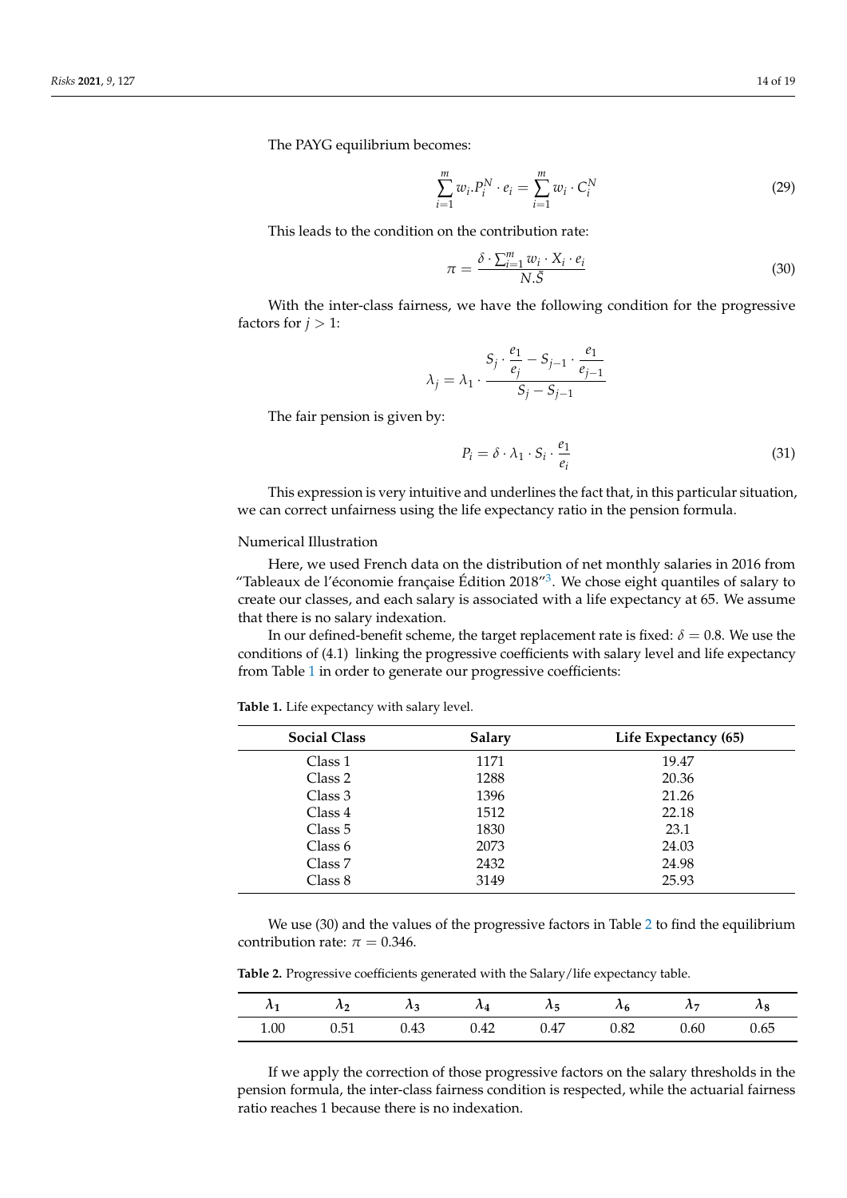The PAYG equilibrium becomes:

$$\sum_{i=1}^{m} w_i . P_i^N \cdot e_i = \sum_{i=1}^{m} w_i \cdot C_i^N \tag{29}$$

This leads to the condition on the contribution rate:

$$\pi = \frac{\delta \cdot \sum_{i=1}^{m} w_i \cdot X_i \cdot e_i}{N.\bar{S}} \tag{30}$$

With the inter-class fairness, we have the following condition for the progressive factors for $j > 1$:

$$\lambda_j = \lambda_1 \cdot \frac{S_j \cdot \dfrac{e_1}{e_j} - S_{j-1} \cdot \dfrac{e_1}{e_{j-1}}}{S_j - S_{j-1}}$$

The fair pension is given by:

$$P_i = \delta \cdot \lambda_1 \cdot S_i \cdot \frac{e_1}{e_i} \tag{31}$$

This expression is very intuitive and underlines the fact that, in this particular situation, we can correct unfairness using the life expectancy ratio in the pension formula.

Numerical Illustration

Here, we used French data on the distribution of net monthly salaries in 2016 from "Tableaux de l'économie française Édition 2018"[3]. We chose eight quantiles of salary to create our classes, and each salary is associated with a life expectancy at 65. We assume that there is no salary indexation.

In our defined-benefit scheme, the target replacement rate is fixed: $\delta = 0.8$. We use the conditions of (4.1) linking the progressive coefficients with salary level and life expectancy from Table 1 in order to generate our progressive coefficients:

**Table 1.** Life expectancy with salary level.

| Social Class | Salary | Life Expectancy (65) |
|---|---|---|
| Class 1 | 1171 | 19.47 |
| Class 2 | 1288 | 20.36 |
| Class 3 | 1396 | 21.26 |
| Class 4 | 1512 | 22.18 |
| Class 5 | 1830 | 23.1 |
| Class 6 | 2073 | 24.03 |
| Class 7 | 2432 | 24.98 |
| Class 8 | 3149 | 25.93 |

We use (30) and the values of the progressive factors in Table 2 to find the equilibrium contribution rate: $\pi = 0.346$.

**Table 2.** Progressive coefficients generated with the Salary/life expectancy table.

| $\lambda_1$ | $\lambda_2$ | $\lambda_3$ | $\lambda_4$ | $\lambda_5$ | $\lambda_6$ | $\lambda_7$ | $\lambda_8$ |
|---|---|---|---|---|---|---|---|
| 1.00 | 0.51 | 0.43 | 0.42 | 0.47 | 0.82 | 0.60 | 0.65 |

If we apply the correction of those progressive factors on the salary thresholds in the pension formula, the inter-class fairness condition is respected, while the actuarial fairness ratio reaches 1 because there is no indexation.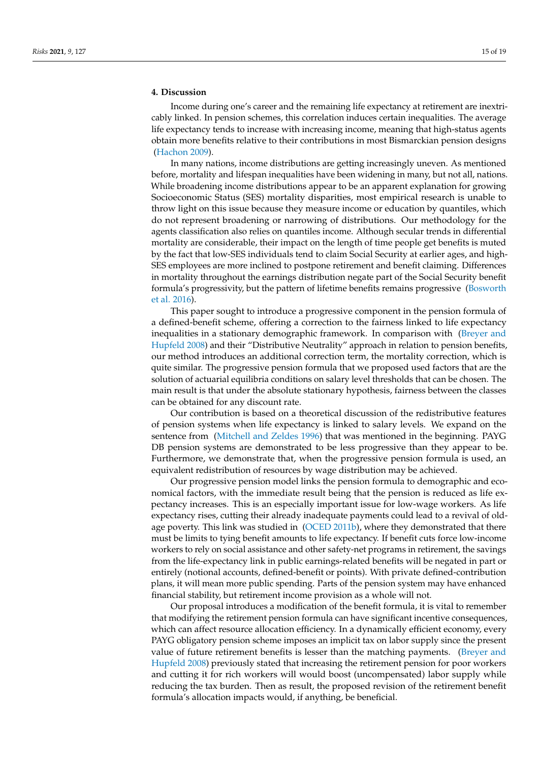## 4. Discussion

Income during one's career and the remaining life expectancy at retirement are inextricably linked. In pension schemes, this correlation induces certain inequalities. The average life expectancy tends to increase with increasing income, meaning that high-status agents obtain more benefits relative to their contributions in most Bismarckian pension designs (Hachon 2009).

In many nations, income distributions are getting increasingly uneven. As mentioned before, mortality and lifespan inequalities have been widening in many, but not all, nations. While broadening income distributions appear to be an apparent explanation for growing Socioeconomic Status (SES) mortality disparities, most empirical research is unable to throw light on this issue because they measure income or education by quantiles, which do not represent broadening or narrowing of distributions. Our methodology for the agents classification also relies on quantiles income. Although secular trends in differential mortality are considerable, their impact on the length of time people get benefits is muted by the fact that low-SES individuals tend to claim Social Security at earlier ages, and high-SES employees are more inclined to postpone retirement and benefit claiming. Differences in mortality throughout the earnings distribution negate part of the Social Security benefit formula's progressivity, but the pattern of lifetime benefits remains progressive (Bosworth et al. 2016).

This paper sought to introduce a progressive component in the pension formula of a defined-benefit scheme, offering a correction to the fairness linked to life expectancy inequalities in a stationary demographic framework. In comparison with (Breyer and Hupfeld 2008) and their "Distributive Neutrality" approach in relation to pension benefits, our method introduces an additional correction term, the mortality correction, which is quite similar. The progressive pension formula that we proposed used factors that are the solution of actuarial equilibria conditions on salary level thresholds that can be chosen. The main result is that under the absolute stationary hypothesis, fairness between the classes can be obtained for any discount rate.

Our contribution is based on a theoretical discussion of the redistributive features of pension systems when life expectancy is linked to salary levels. We expand on the sentence from (Mitchell and Zeldes 1996) that was mentioned in the beginning. PAYG DB pension systems are demonstrated to be less progressive than they appear to be. Furthermore, we demonstrate that, when the progressive pension formula is used, an equivalent redistribution of resources by wage distribution may be achieved.

Our progressive pension model links the pension formula to demographic and economical factors, with the immediate result being that the pension is reduced as life expectancy increases. This is an especially important issue for low-wage workers. As life expectancy rises, cutting their already inadequate payments could lead to a revival of old-age poverty. This link was studied in (OCED 2011b), where they demonstrated that there must be limits to tying benefit amounts to life expectancy. If benefit cuts force low-income workers to rely on social assistance and other safety-net programs in retirement, the savings from the life-expectancy link in public earnings-related benefits will be negated in part or entirely (notional accounts, defined-benefit or points). With private defined-contribution plans, it will mean more public spending. Parts of the pension system may have enhanced financial stability, but retirement income provision as a whole will not.

Our proposal introduces a modification of the benefit formula, it is vital to remember that modifying the retirement pension formula can have significant incentive consequences, which can affect resource allocation efficiency. In a dynamically efficient economy, every PAYG obligatory pension scheme imposes an implicit tax on labor supply since the present value of future retirement benefits is lesser than the matching payments. (Breyer and Hupfeld 2008) previously stated that increasing the retirement pension for poor workers and cutting it for rich workers will would boost (uncompensated) labor supply while reducing the tax burden. Then as result, the proposed revision of the retirement benefit formula's allocation impacts would, if anything, be beneficial.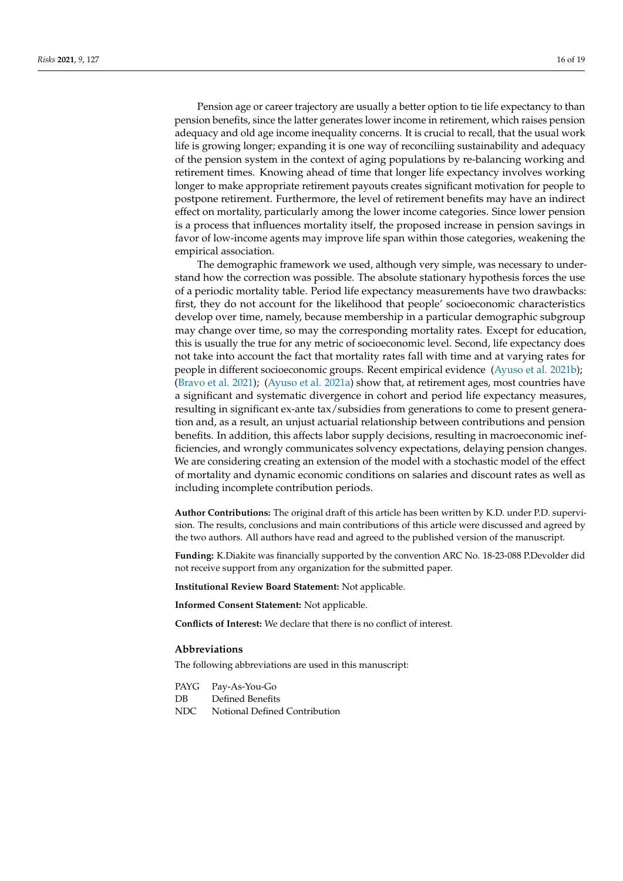Pension age or career trajectory are usually a better option to tie life expectancy to than pension benefits, since the latter generates lower income in retirement, which raises pension adequacy and old age income inequality concerns. It is crucial to recall, that the usual work life is growing longer; expanding it is one way of reconciliing sustainability and adequacy of the pension system in the context of aging populations by re-balancing working and retirement times. Knowing ahead of time that longer life expectancy involves working longer to make appropriate retirement payouts creates significant motivation for people to postpone retirement. Furthermore, the level of retirement benefits may have an indirect effect on mortality, particularly among the lower income categories. Since lower pension is a process that influences mortality itself, the proposed increase in pension savings in favor of low-income agents may improve life span within those categories, weakening the empirical association.

The demographic framework we used, although very simple, was necessary to understand how the correction was possible. The absolute stationary hypothesis forces the use of a periodic mortality table. Period life expectancy measurements have two drawbacks: first, they do not account for the likelihood that people' socioeconomic characteristics develop over time, namely, because membership in a particular demographic subgroup may change over time, so may the corresponding mortality rates. Except for education, this is usually the true for any metric of socioeconomic level. Second, life expectancy does not take into account the fact that mortality rates fall with time and at varying rates for people in different socioeconomic groups. Recent empirical evidence (Ayuso et al. 2021b); (Bravo et al. 2021); (Ayuso et al. 2021a) show that, at retirement ages, most countries have a significant and systematic divergence in cohort and period life expectancy measures, resulting in significant ex-ante tax/subsidies from generations to come to present generation and, as a result, an unjust actuarial relationship between contributions and pension benefits. In addition, this affects labor supply decisions, resulting in macroeconomic inefficiencies, and wrongly communicates solvency expectations, delaying pension changes. We are considering creating an extension of the model with a stochastic model of the effect of mortality and dynamic economic conditions on salaries and discount rates as well as including incomplete contribution periods.

**Author Contributions:** The original draft of this article has been written by K.D. under P.D. supervision. The results, conclusions and main contributions of this article were discussed and agreed by the two authors. All authors have read and agreed to the published version of the manuscript.

**Funding:** K.Diakite was financially supported by the convention ARC No. 18-23-088 P.Devolder did not receive support from any organization for the submitted paper.

**Institutional Review Board Statement:** Not applicable.

**Informed Consent Statement:** Not applicable.

**Conflicts of Interest:** We declare that there is no conflict of interest.

## Abbreviations

The following abbreviations are used in this manuscript:

| | |
|---|---|
| PAYG | Pay-As-You-Go |
| DB | Defined Benefits |
| NDC | Notional Defined Contribution |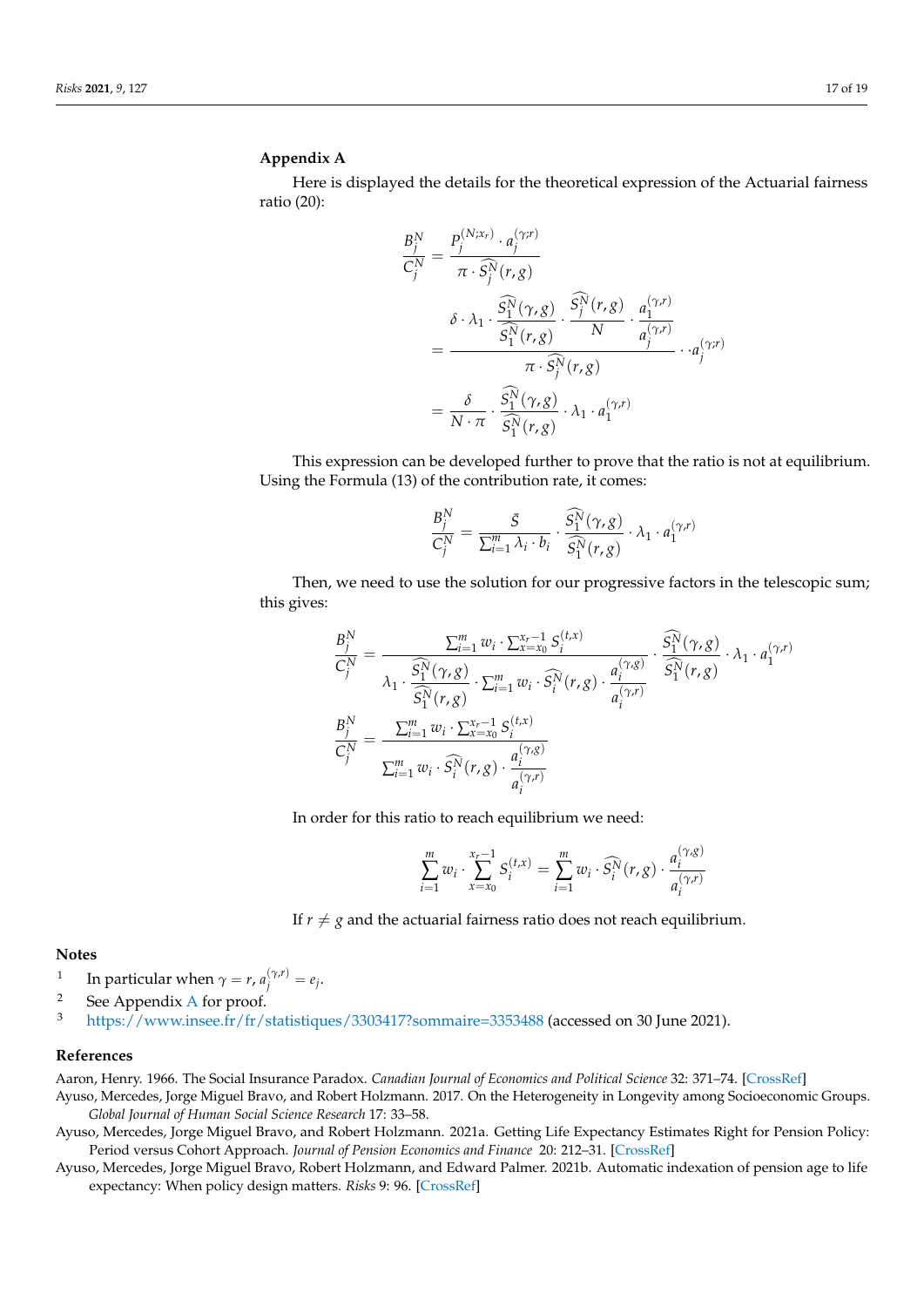## Appendix A

Here is displayed the details for the theoretical expression of the Actuarial fairness ratio (20):

$$
\begin{aligned}
\frac{B_j^N}{C_j^N} &= \frac{P_j^{(N;x_r)} \cdot a_j^{(\gamma;r)}}{\pi \cdot \widehat{S_j^N}(r,g)} \\
&= \frac{\delta \cdot \lambda_1 \cdot \dfrac{\widehat{S_1^N}(\gamma,g)}{\widehat{S_1^N}(r,g)} \cdot \dfrac{\widehat{S_j^N}(r,g)}{N} \cdot \dfrac{a_1^{(\gamma,r)}}{a_j^{(\gamma,r)}}}{\pi \cdot \widehat{S_j^N}(r,g)} \cdot \cdot a_j^{(\gamma;r)} \\
&= \frac{\delta}{N \cdot \pi} \cdot \frac{\widehat{S_1^N}(\gamma,g)}{\widehat{S_1^N}(r,g)} \cdot \lambda_1 \cdot a_1^{(\gamma,r)}
\end{aligned}
$$

This expression can be developed further to prove that the ratio is not at equilibrium. Using the Formula (13) of the contribution rate, it comes:

$$
\frac{B_j^N}{C_j^N} = \frac{\bar{S}}{\sum_{i=1}^{m} \lambda_i \cdot b_i} \cdot \frac{\widehat{S_1^N}(\gamma,g)}{\widehat{S_1^N}(r,g)} \cdot \lambda_1 \cdot a_1^{(\gamma,r)}
$$

Then, we need to use the solution for our progressive factors in the telescopic sum; this gives:

$$
\frac{B_j^N}{C_j^N} = \frac{\sum_{i=1}^{m} w_i \cdot \sum_{x=x_0}^{x_r-1} S_i^{(t,x)}}{\lambda_1 \cdot \dfrac{\widehat{S_1^N}(\gamma,g)}{\widehat{S_1^N}(r,g)} \cdot \sum_{i=1}^{m} w_i \cdot \widehat{S_i^N}(r,g) \cdot \dfrac{a_i^{(\gamma,g)}}{a_i^{(\gamma,r)}}} \cdot \frac{\widehat{S_1^N}(\gamma,g)}{\widehat{S_1^N}(r,g)} \cdot \lambda_1 \cdot a_1^{(\gamma,r)}
$$

$$
\frac{B_j^N}{C_j^N} = \frac{\sum_{i=1}^{m} w_i \cdot \sum_{x=x_0}^{x_r-1} S_i^{(t,x)}}{\sum_{i=1}^{m} w_i \cdot \widehat{S_i^N}(r,g) \cdot \dfrac{a_i^{(\gamma,g)}}{a_i^{(\gamma,r)}}}
$$

In order for this ratio to reach equilibrium we need:

$$
\sum_{i=1}^{m} w_i \cdot \sum_{x=x_0}^{x_r-1} S_i^{(t,x)} = \sum_{i=1}^{m} w_i \cdot \widehat{S_i^N}(r,g) \cdot \frac{a_i^{(\gamma,g)}}{a_i^{(\gamma,r)}}
$$

If $r \neq g$ and the actuarial fairness ratio does not reach equilibrium.

## Notes

1. In particular when $\gamma = r$, $a_j^{(\gamma,r)} = e_j$.
2. See Appendix A for proof.
3. https://www.insee.fr/fr/statistiques/3303417?sommaire=3353488 (accessed on 30 June 2021).

## References

Aaron, Henry. 1966. The Social Insurance Paradox. *Canadian Journal of Economics and Political Science* 32: 371–74. [CrossRef]

Ayuso, Mercedes, Jorge Miguel Bravo, and Robert Holzmann. 2017. On the Heterogeneity in Longevity among Socioeconomic Groups. *Global Journal of Human Social Science Research* 17: 33–58.

Ayuso, Mercedes, Jorge Miguel Bravo, and Robert Holzmann. 2021a. Getting Life Expectancy Estimates Right for Pension Policy: Period versus Cohort Approach. *Journal of Pension Economics and Finance* 20: 212–31. [CrossRef]

Ayuso, Mercedes, Jorge Miguel Bravo, Robert Holzmann, and Edward Palmer. 2021b. Automatic indexation of pension age to life expectancy: When policy design matters. *Risks* 9: 96. [CrossRef]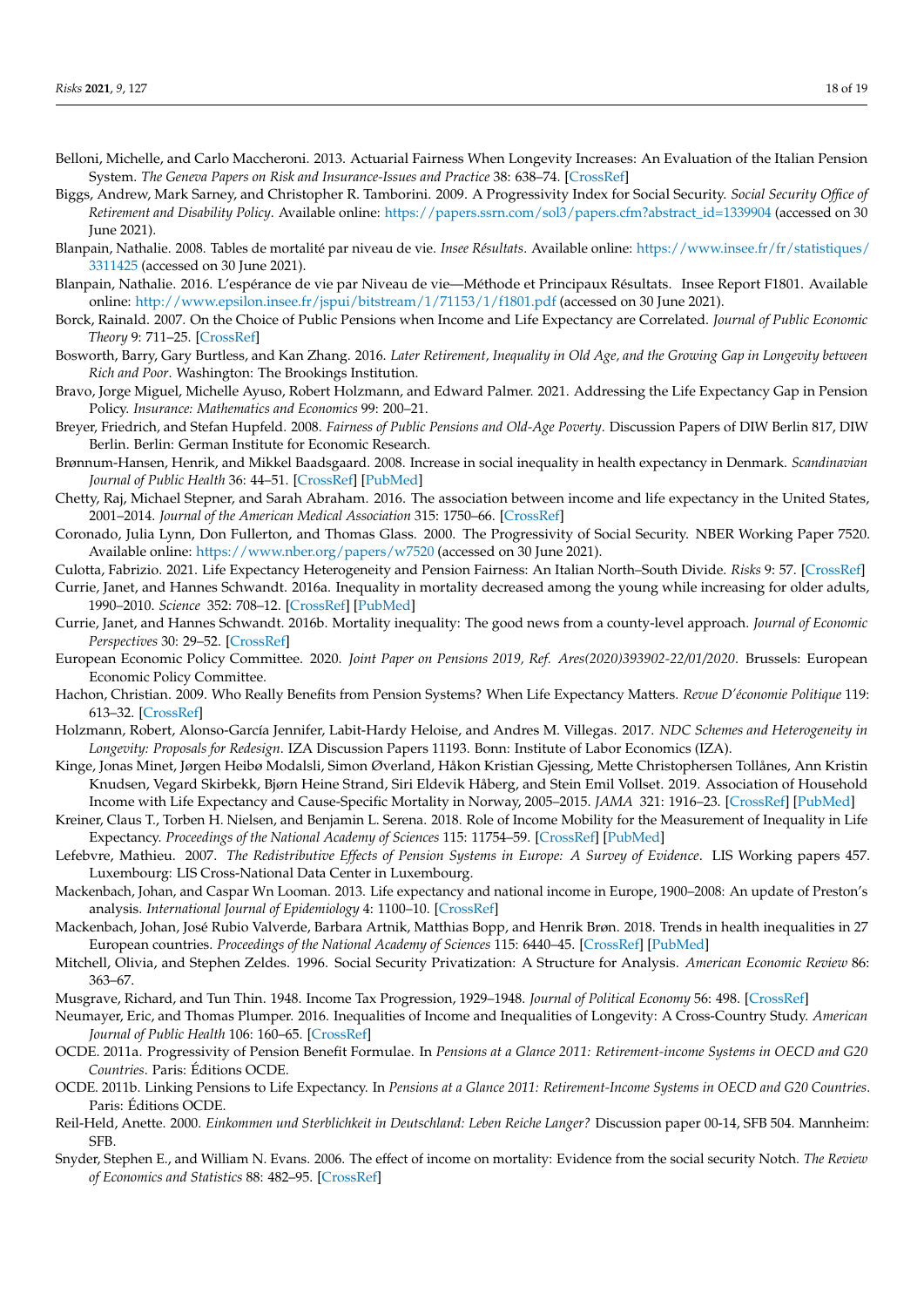Belloni, Michelle, and Carlo Maccheroni. 2013. Actuarial Fairness When Longevity Increases: An Evaluation of the Italian Pension System. *The Geneva Papers on Risk and Insurance-Issues and Practice* 38: 638–74. [CrossRef]

Biggs, Andrew, Mark Sarney, and Christopher R. Tamborini. 2009. A Progressivity Index for Social Security. *Social Security Office of Retirement and Disability Policy*. Available online: https://papers.ssrn.com/sol3/papers.cfm?abstract_id=1339904 (accessed on 30 June 2021).

Blanpain, Nathalie. 2008. Tables de mortalité par niveau de vie. *Insee Résultats*. Available online: https://www.insee.fr/fr/statistiques/3311425 (accessed on 30 June 2021).

Blanpain, Nathalie. 2016. L'espérance de vie par Niveau de vie—Méthode et Principaux Résultats. Insee Report F1801. Available online: http://www.epsilon.insee.fr/jspui/bitstream/1/71153/1/f1801.pdf (accessed on 30 June 2021).

Borck, Rainald. 2007. On the Choice of Public Pensions when Income and Life Expectancy are Correlated. *Journal of Public Economic Theory* 9: 711–25. [CrossRef]

Bosworth, Barry, Gary Burtless, and Kan Zhang. 2016. *Later Retirement, Inequality in Old Age, and the Growing Gap in Longevity between Rich and Poor*. Washington: The Brookings Institution.

Bravo, Jorge Miguel, Michelle Ayuso, Robert Holzmann, and Edward Palmer. 2021. Addressing the Life Expectancy Gap in Pension Policy. *Insurance: Mathematics and Economics* 99: 200–21.

Breyer, Friedrich, and Stefan Hupfeld. 2008. *Fairness of Public Pensions and Old-Age Poverty*. Discussion Papers of DIW Berlin 817, DIW Berlin. Berlin: German Institute for Economic Research.

Brønnum-Hansen, Henrik, and Mikkel Baadsgaard. 2008. Increase in social inequality in health expectancy in Denmark. *Scandinavian Journal of Public Health* 36: 44–51. [CrossRef] [PubMed]

Chetty, Raj, Michael Stepner, and Sarah Abraham. 2016. The association between income and life expectancy in the United States, 2001–2014. *Journal of the American Medical Association* 315: 1750–66. [CrossRef]

Coronado, Julia Lynn, Don Fullerton, and Thomas Glass. 2000. The Progressivity of Social Security. NBER Working Paper 7520. Available online: https://www.nber.org/papers/w7520 (accessed on 30 June 2021).

Culotta, Fabrizio. 2021. Life Expectancy Heterogeneity and Pension Fairness: An Italian North–South Divide. *Risks* 9: 57. [CrossRef]

Currie, Janet, and Hannes Schwandt. 2016a. Inequality in mortality decreased among the young while increasing for older adults, 1990–2010. *Science* 352: 708–12. [CrossRef] [PubMed]

Currie, Janet, and Hannes Schwandt. 2016b. Mortality inequality: The good news from a county-level approach. *Journal of Economic Perspectives* 30: 29–52. [CrossRef]

European Economic Policy Committee. 2020. *Joint Paper on Pensions 2019, Ref. Ares(2020)393902-22/01/2020*. Brussels: European Economic Policy Committee.

Hachon, Christian. 2009. Who Really Benefits from Pension Systems? When Life Expectancy Matters. *Revue D'économie Politique* 119: 613–32. [CrossRef]

Holzmann, Robert, Alonso-García Jennifer, Labit-Hardy Heloise, and Andres M. Villegas. 2017. *NDC Schemes and Heterogeneity in Longevity: Proposals for Redesign*. IZA Discussion Papers 11193. Bonn: Institute of Labor Economics (IZA).

Kinge, Jonas Minet, Jørgen Heibø Modalsli, Simon Øverland, Håkon Kristian Gjessing, Mette Christophersen Tollånes, Ann Kristin Knudsen, Vegard Skirbekk, Bjørn Heine Strand, Siri Eldevik Håberg, and Stein Emil Vollset. 2019. Association of Household Income with Life Expectancy and Cause-Specific Mortality in Norway, 2005–2015. *JAMA* 321: 1916–23. [CrossRef] [PubMed]

Kreiner, Claus T., Torben H. Nielsen, and Benjamin L. Serena. 2018. Role of Income Mobility for the Measurement of Inequality in Life Expectancy. *Proceedings of the National Academy of Sciences* 115: 11754–59. [CrossRef] [PubMed]

Lefebvre, Mathieu. 2007. *The Redistributive Effects of Pension Systems in Europe: A Survey of Evidence*. LIS Working papers 457. Luxembourg: LIS Cross-National Data Center in Luxembourg.

Mackenbach, Johan, and Caspar Wn Looman. 2013. Life expectancy and national income in Europe, 1900–2008: An update of Preston's analysis. *International Journal of Epidemiology* 4: 1100–10. [CrossRef]

Mackenbach, Johan, José Rubio Valverde, Barbara Artnik, Matthias Bopp, and Henrik Brøn. 2018. Trends in health inequalities in 27 European countries. *Proceedings of the National Academy of Sciences* 115: 6440–45. [CrossRef] [PubMed]

Mitchell, Olivia, and Stephen Zeldes. 1996. Social Security Privatization: A Structure for Analysis. *American Economic Review* 86: 363–67.

Musgrave, Richard, and Tun Thin. 1948. Income Tax Progression, 1929–1948. *Journal of Political Economy* 56: 498. [CrossRef]

Neumayer, Eric, and Thomas Plumper. 2016. Inequalities of Income and Inequalities of Longevity: A Cross-Country Study. *American Journal of Public Health* 106: 160–65. [CrossRef]

OCDE. 2011a. Progressivity of Pension Benefit Formulae. In *Pensions at a Glance 2011: Retirement-income Systems in OECD and G20 Countries*. Paris: Éditions OCDE.

OCDE. 2011b. Linking Pensions to Life Expectancy. In *Pensions at a Glance 2011: Retirement-Income Systems in OECD and G20 Countries*. Paris: Éditions OCDE.

Reil-Held, Anette. 2000. *Einkommen und Sterblichkeit in Deutschland: Leben Reiche Langer?* Discussion paper 00-14, SFB 504. Mannheim: SFB.

Snyder, Stephen E., and William N. Evans. 2006. The effect of income on mortality: Evidence from the social security Notch. *The Review of Economics and Statistics* 88: 482–95. [CrossRef]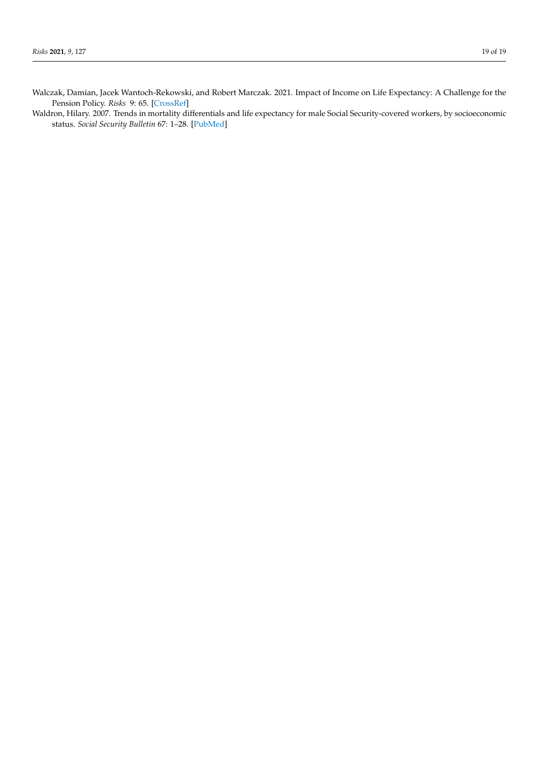Walczak, Damian, Jacek Wantoch-Rekowski, and Robert Marczak. 2021. Impact of Income on Life Expectancy: A Challenge for the Pension Policy. *Risks* 9: 65. [CrossRef]

Waldron, Hilary. 2007. Trends in mortality differentials and life expectancy for male Social Security-covered workers, by socioeconomic status. *Social Security Bulletin* 67: 1–28. [PubMed]